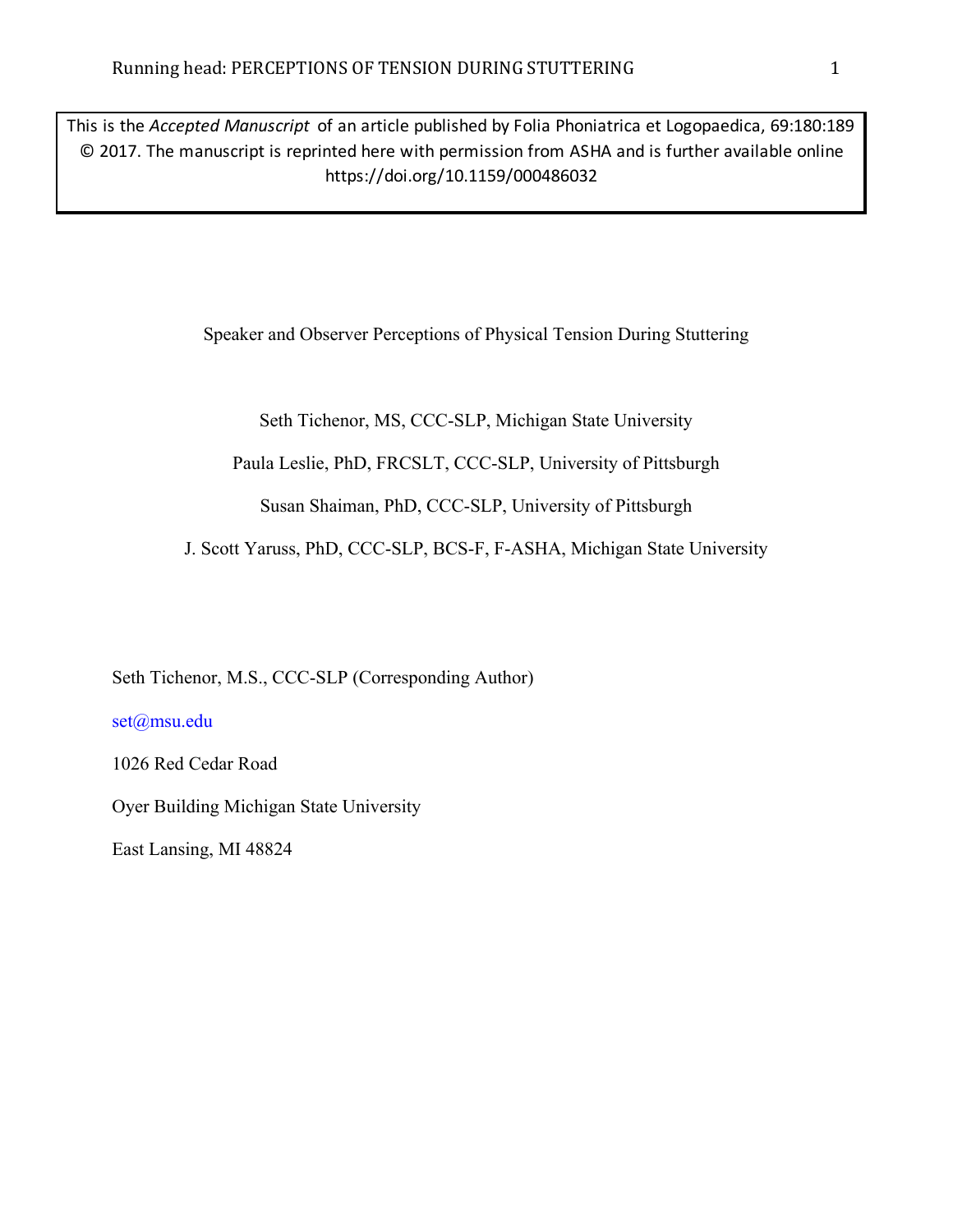This is the *Accepted Manuscript* of an article published by Folia Phoniatrica et Logopaedica, 69:180:189 © 2017. The manuscript is reprinted here with permission from ASHA and is further available online https://doi.org/10.1159/000486032

# Speaker and Observer Perceptions of Physical Tension During Stuttering

Seth Tichenor, MS, CCC-SLP, Michigan State University

Paula Leslie, PhD, FRCSLT, CCC-SLP, University of Pittsburgh

Susan Shaiman, PhD, CCC-SLP, University of Pittsburgh

J. Scott Yaruss, PhD, CCC-SLP, BCS-F, F-ASHA, Michigan State University

Seth Tichenor, M.S., CCC-SLP (Corresponding Author)

set@msu.edu

1026 Red Cedar Road

Oyer Building Michigan State University

East Lansing, MI 48824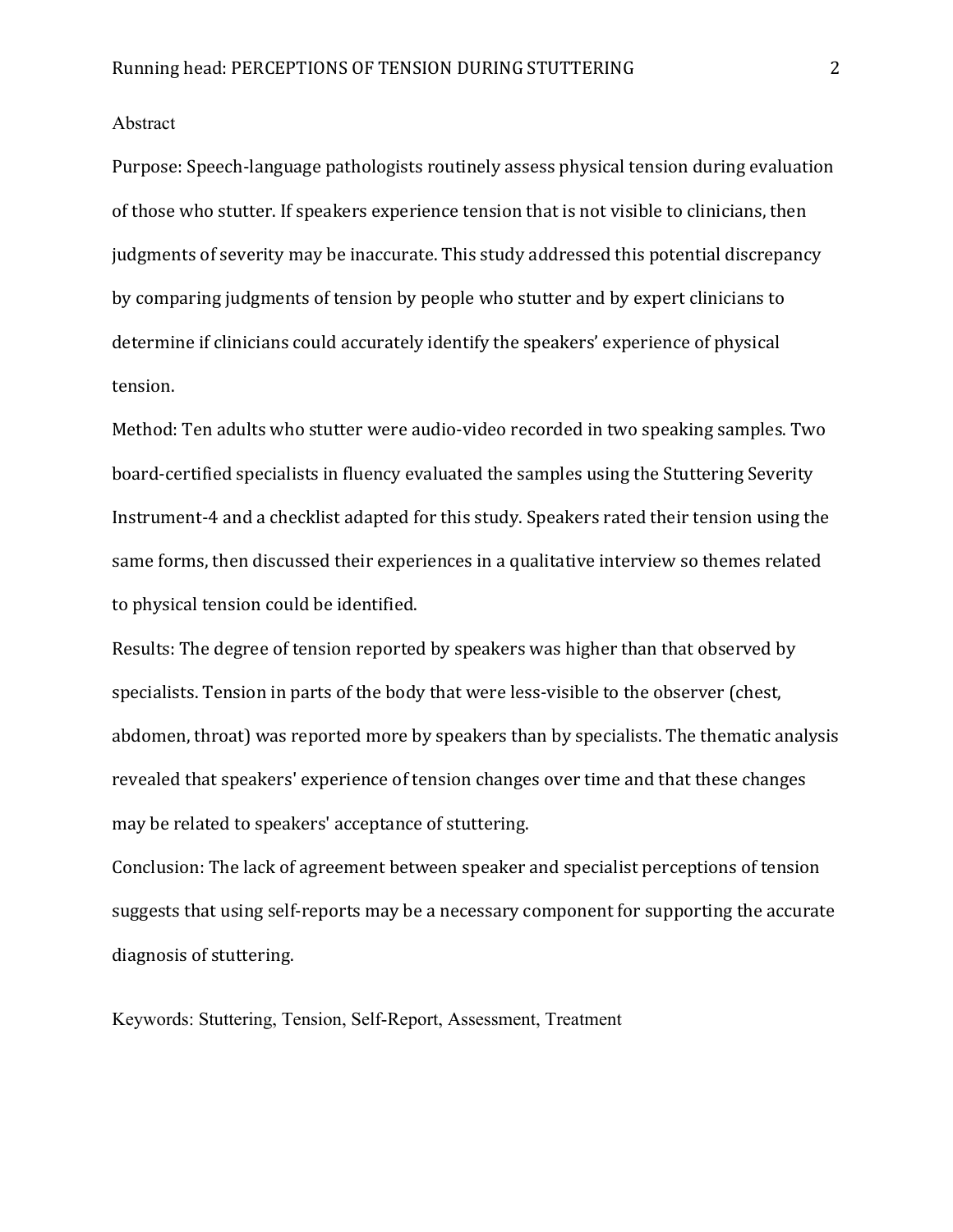## Abstract

Purpose: Speech-language pathologists routinely assess physical tension during evaluation of those who stutter. If speakers experience tension that is not visible to clinicians, then judgments of severity may be inaccurate. This study addressed this potential discrepancy by comparing judgments of tension by people who stutter and by expert clinicians to determine if clinicians could accurately identify the speakers' experience of physical tension.

Method: Ten adults who stutter were audio-video recorded in two speaking samples. Two board-certified specialists in fluency evaluated the samples using the Stuttering Severity Instrument-4 and a checklist adapted for this study. Speakers rated their tension using the same forms, then discussed their experiences in a qualitative interview so themes related to physical tension could be identified.

Results: The degree of tension reported by speakers was higher than that observed by specialists. Tension in parts of the body that were less-visible to the observer (chest, abdomen, throat) was reported more by speakers than by specialists. The thematic analysis revealed that speakers' experience of tension changes over time and that these changes may be related to speakers' acceptance of stuttering.

Conclusion: The lack of agreement between speaker and specialist perceptions of tension suggests that using self-reports may be a necessary component for supporting the accurate diagnosis of stuttering.

Keywords: Stuttering, Tension, Self-Report, Assessment, Treatment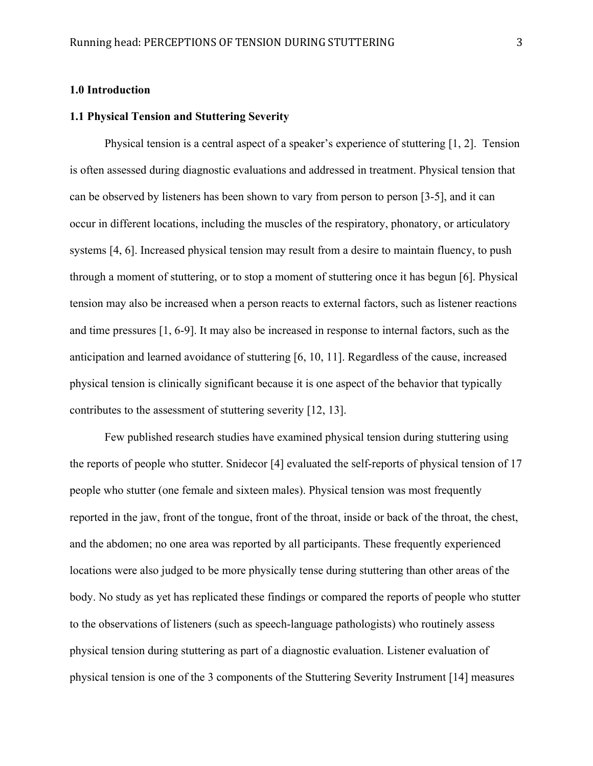## 1.0 Introduction

### 1.1 Physical Tension and Stuttering Severity

Physical tension is a central aspect of a speaker's experience of stuttering [1, 2]. Tension is often assessed during diagnostic evaluations and addressed in treatment. Physical tension that can be observed by listeners has been shown to vary from person to person [3-5], and it can occur in different locations, including the muscles of the respiratory, phonatory, or articulatory systems [4, 6]. Increased physical tension may result from a desire to maintain fluency, to push through a moment of stuttering, or to stop a moment of stuttering once it has begun [6]. Physical tension may also be increased when a person reacts to external factors, such as listener reactions and time pressures [1, 6-9]. It may also be increased in response to internal factors, such as the anticipation and learned avoidance of stuttering [6, 10, 11]. Regardless of the cause, increased physical tension is clinically significant because it is one aspect of the behavior that typically contributes to the assessment of stuttering severity [12, 13].

Few published research studies have examined physical tension during stuttering using the reports of people who stutter. Snidecor [4] evaluated the self-reports of physical tension of 17 people who stutter (one female and sixteen males). Physical tension was most frequently reported in the jaw, front of the tongue, front of the throat, inside or back of the throat, the chest, and the abdomen; no one area was reported by all participants. These frequently experienced locations were also judged to be more physically tense during stuttering than other areas of the body. No study as yet has replicated these findings or compared the reports of people who stutter to the observations of listeners (such as speech-language pathologists) who routinely assess physical tension during stuttering as part of a diagnostic evaluation. Listener evaluation of physical tension is one of the 3 components of the Stuttering Severity Instrument [14] measures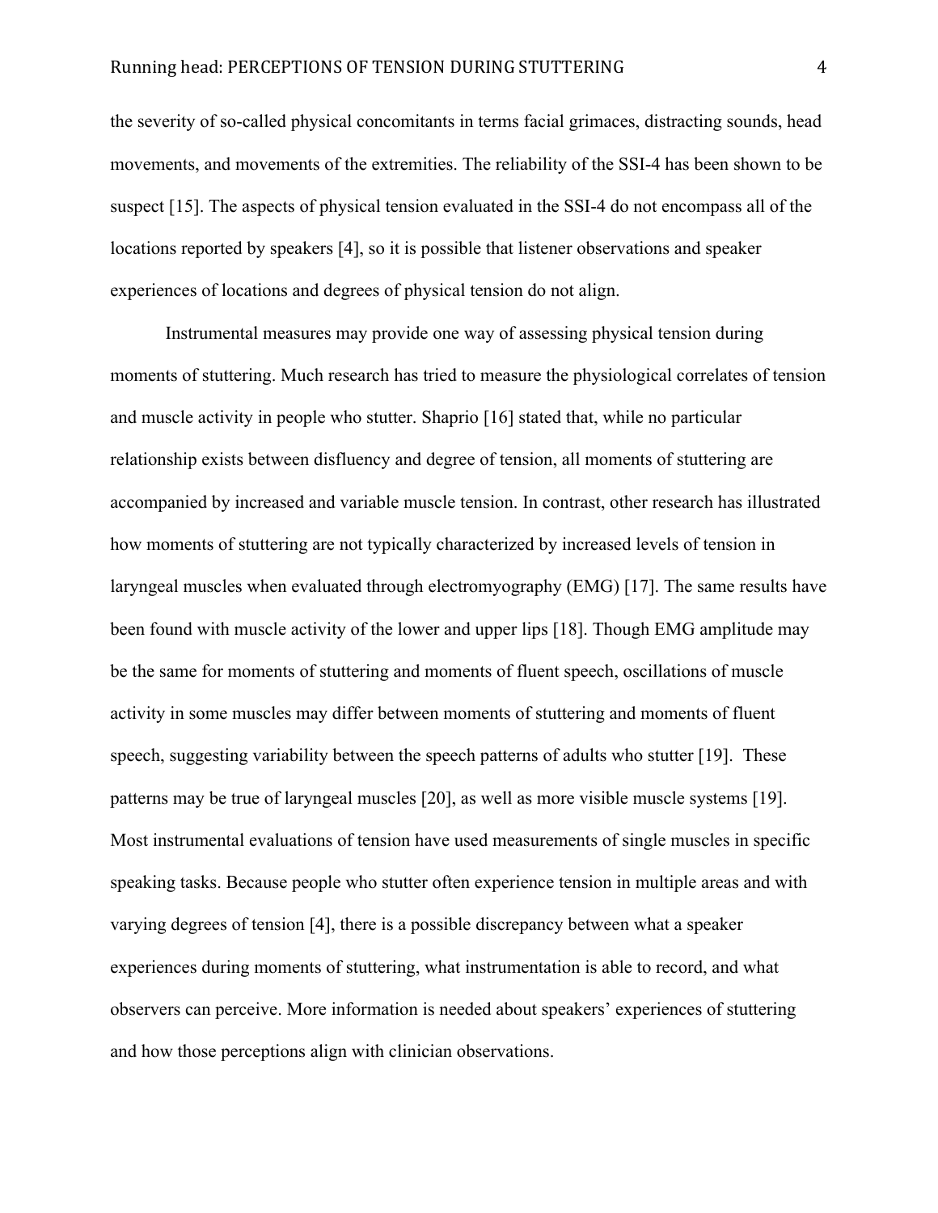the severity of so-called physical concomitants in terms facial grimaces, distracting sounds, head movements, and movements of the extremities. The reliability of the SSI-4 has been shown to be suspect [15]. The aspects of physical tension evaluated in the SSI-4 do not encompass all of the locations reported by speakers [4], so it is possible that listener observations and speaker experiences of locations and degrees of physical tension do not align.

Instrumental measures may provide one way of assessing physical tension during moments of stuttering. Much research has tried to measure the physiological correlates of tension and muscle activity in people who stutter. Shaprio [16] stated that, while no particular relationship exists between disfluency and degree of tension, all moments of stuttering are accompanied by increased and variable muscle tension. In contrast, other research has illustrated how moments of stuttering are not typically characterized by increased levels of tension in laryngeal muscles when evaluated through electromyography (EMG) [17]. The same results have been found with muscle activity of the lower and upper lips [18]. Though EMG amplitude may be the same for moments of stuttering and moments of fluent speech, oscillations of muscle activity in some muscles may differ between moments of stuttering and moments of fluent speech, suggesting variability between the speech patterns of adults who stutter [19]. These patterns may be true of laryngeal muscles [20], as well as more visible muscle systems [19]. Most instrumental evaluations of tension have used measurements of single muscles in specific speaking tasks. Because people who stutter often experience tension in multiple areas and with varying degrees of tension [4], there is a possible discrepancy between what a speaker experiences during moments of stuttering, what instrumentation is able to record, and what observers can perceive. More information is needed about speakers' experiences of stuttering and how those perceptions align with clinician observations.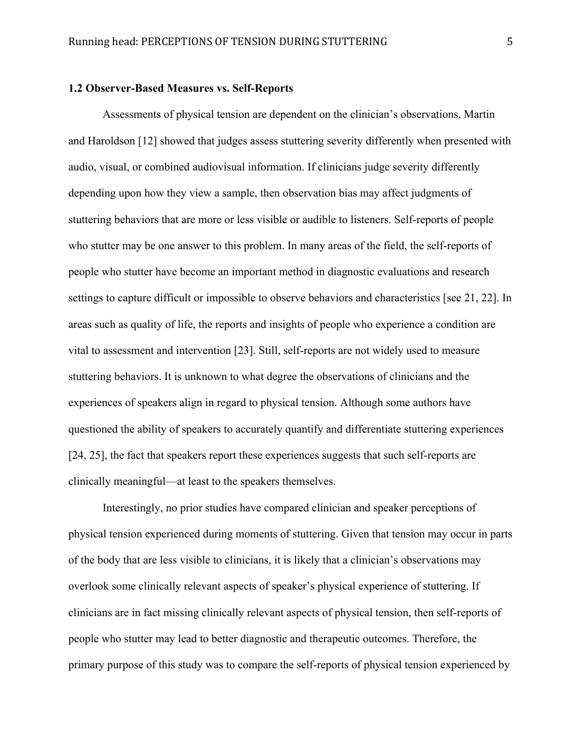### 1.2 Observer-Based Measures vs. Self-Reports

Assessments of physical tension are dependent on the clinician's observations. Martin and Haroldson [12] showed that judges assess stuttering severity differently when presented with audio, visual, or combined audiovisual information. If clinicians judge severity differently depending upon how they view a sample, then observation bias may affect judgments of stuttering behaviors that are more or less visible or audible to listeners. Self-reports of people who stutter may be one answer to this problem. In many areas of the field, the self-reports of people who stutter have become an important method in diagnostic evaluations and research settings to capture difficult or impossible to observe behaviors and characteristics [see 21, 22]. In areas such as quality of life, the reports and insights of people who experience a condition are vital to assessment and intervention [23]. Still, self-reports are not widely used to measure stuttering behaviors. It is unknown to what degree the observations of clinicians and the experiences of speakers align in regard to physical tension. Although some authors have questioned the ability of speakers to accurately quantify and differentiate stuttering experiences [24, 25], the fact that speakers report these experiences suggests that such self-reports are clinically meaningful—at least to the speakers themselves.

Interestingly, no prior studies have compared clinician and speaker perceptions of physical tension experienced during moments of stuttering. Given that tension may occur in parts of the body that are less visible to clinicians, it is likely that a clinician's observations may overlook some clinically relevant aspects of speaker's physical experience of stuttering. If clinicians are in fact missing clinically relevant aspects of physical tension, then self-reports of people who stutter may lead to better diagnostic and therapeutic outcomes. Therefore, the primary purpose of this study was to compare the self-reports of physical tension experienced by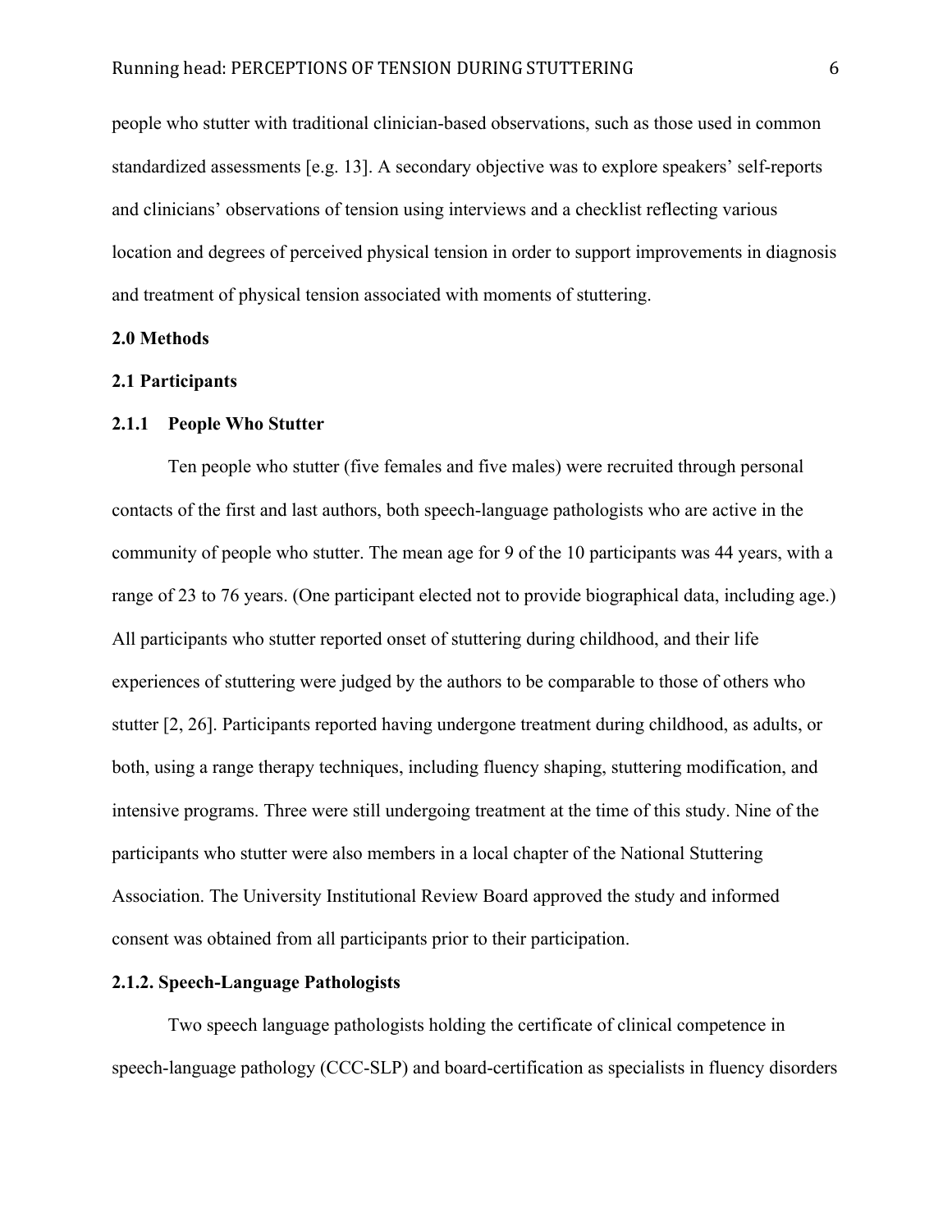people who stutter with traditional clinician-based observations, such as those used in common standardized assessments [e.g. 13]. A secondary objective was to explore speakers' self-reports and clinicians' observations of tension using interviews and a checklist reflecting various location and degrees of perceived physical tension in order to support improvements in diagnosis and treatment of physical tension associated with moments of stuttering.

## 2.0 Methods

### 2.1 Participants

#### 2.1.1 People Who Stutter

Ten people who stutter (five females and five males) were recruited through personal contacts of the first and last authors, both speech-language pathologists who are active in the community of people who stutter. The mean age for 9 of the 10 participants was 44 years, with a range of 23 to 76 years. (One participant elected not to provide biographical data, including age.) All participants who stutter reported onset of stuttering during childhood, and their life experiences of stuttering were judged by the authors to be comparable to those of others who stutter [2, 26]. Participants reported having undergone treatment during childhood, as adults, or both, using a range therapy techniques, including fluency shaping, stuttering modification, and intensive programs. Three were still undergoing treatment at the time of this study. Nine of the participants who stutter were also members in a local chapter of the National Stuttering Association. The University Institutional Review Board approved the study and informed consent was obtained from all participants prior to their participation.

#### 2.1.2. Speech-Language Pathologists

Two speech language pathologists holding the certificate of clinical competence in speech-language pathology (CCC-SLP) and board-certification as specialists in fluency disorders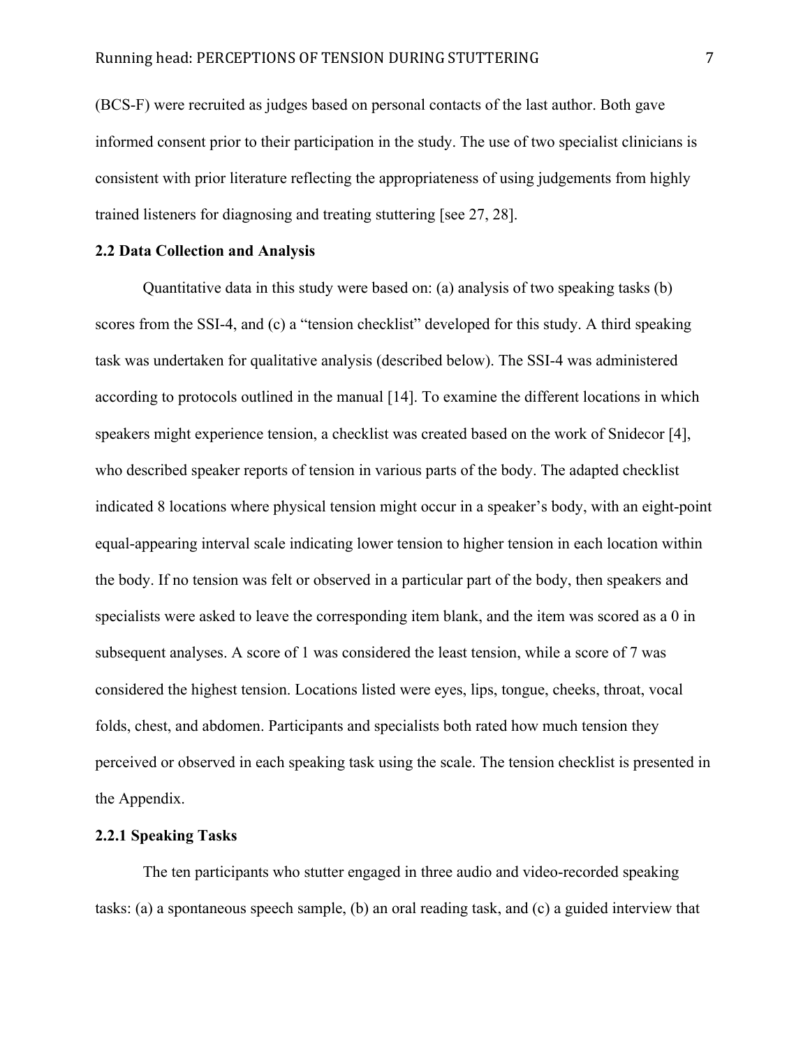(BCS-F) were recruited as judges based on personal contacts of the last author. Both gave informed consent prior to their participation in the study. The use of two specialist clinicians is consistent with prior literature reflecting the appropriateness of using judgements from highly trained listeners for diagnosing and treating stuttering [see 27, 28].

**2.2 Data Collection and Analysis**

Quantitative data in this study were based on: (a) analysis of two speaking tasks (b) scores from the SSI-4, and (c) a "tension checklist" developed for this study. A third speaking task was undertaken for qualitative analysis (described below). The SSI-4 was administered according to protocols outlined in the manual [14]. To examine the different locations in which speakers might experience tension, a checklist was created based on the work of Snidecor [4], who described speaker reports of tension in various parts of the body. The adapted checklist indicated 8 locations where physical tension might occur in a speaker's body, with an eight-point equal-appearing interval scale indicating lower tension to higher tension in each location within the body. If no tension was felt or observed in a particular part of the body, then speakers and specialists were asked to leave the corresponding item blank, and the item was scored as a 0 in subsequent analyses. A score of 1 was considered the least tension, while a score of 7 was considered the highest tension. Locations listed were eyes, lips, tongue, cheeks, throat, vocal folds, chest, and abdomen. Participants and specialists both rated how much tension they perceived or observed in each speaking task using the scale. The tension checklist is presented in the Appendix.

**2.2.1 Speaking Tasks**

The ten participants who stutter engaged in three audio and video-recorded speaking tasks: (a) a spontaneous speech sample, (b) an oral reading task, and (c) a guided interview that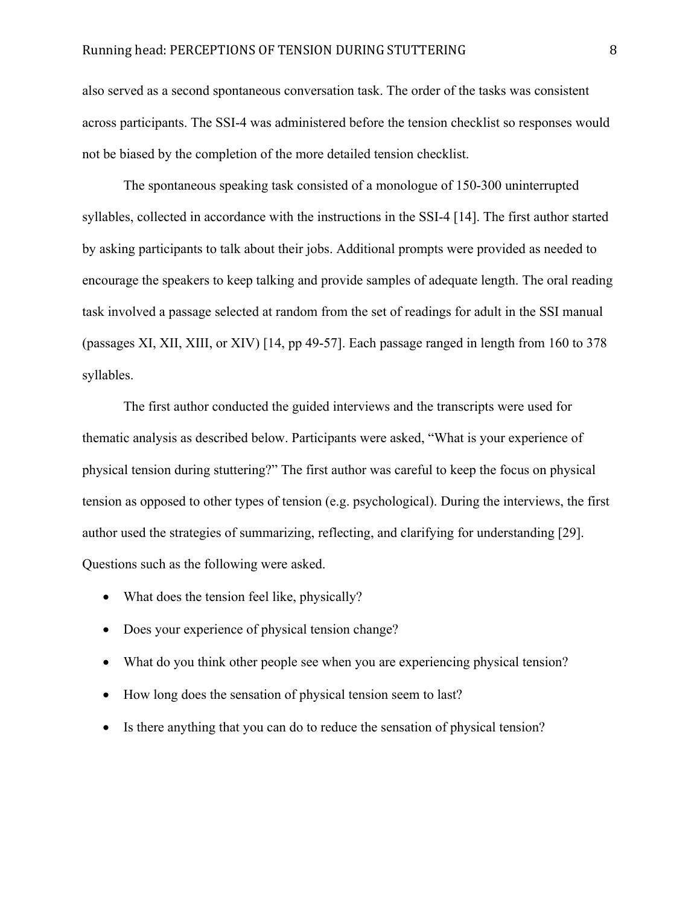also served as a second spontaneous conversation task. The order of the tasks was consistent across participants. The SSI-4 was administered before the tension checklist so responses would not be biased by the completion of the more detailed tension checklist.

The spontaneous speaking task consisted of a monologue of 150-300 uninterrupted syllables, collected in accordance with the instructions in the SSI-4 [14]. The first author started by asking participants to talk about their jobs. Additional prompts were provided as needed to encourage the speakers to keep talking and provide samples of adequate length. The oral reading task involved a passage selected at random from the set of readings for adult in the SSI manual (passages XI, XII, XIII, or XIV) [14, pp 49-57]. Each passage ranged in length from 160 to 378 syllables.

The first author conducted the guided interviews and the transcripts were used for thematic analysis as described below. Participants were asked, "What is your experience of physical tension during stuttering?" The first author was careful to keep the focus on physical tension as opposed to other types of tension (e.g. psychological). During the interviews, the first author used the strategies of summarizing, reflecting, and clarifying for understanding [29]. Questions such as the following were asked.

- What does the tension feel like, physically?
- Does your experience of physical tension change?
- What do you think other people see when you are experiencing physical tension?
- How long does the sensation of physical tension seem to last?
- Is there anything that you can do to reduce the sensation of physical tension?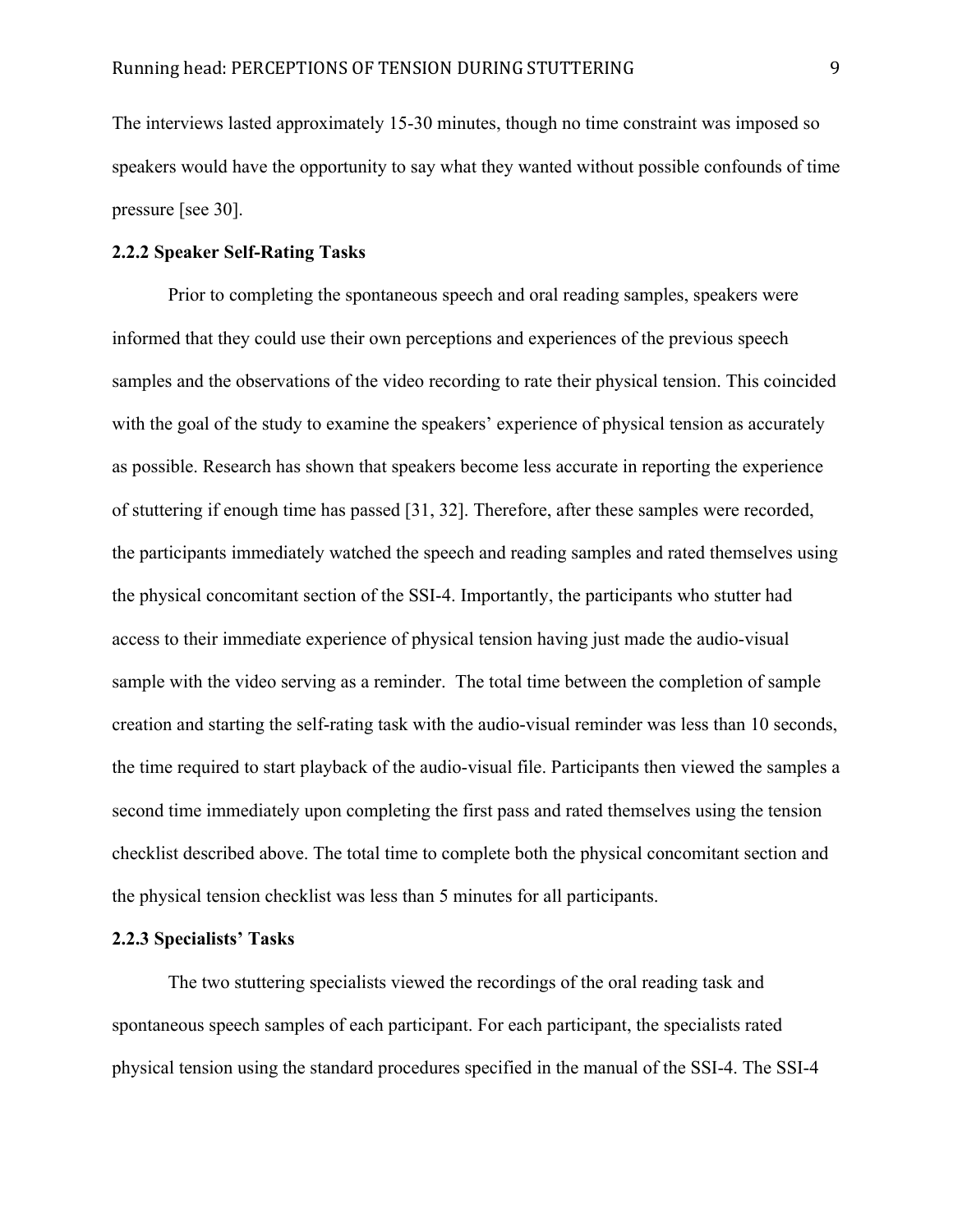The interviews lasted approximately 15-30 minutes, though no time constraint was imposed so speakers would have the opportunity to say what they wanted without possible confounds of time pressure [see 30].

### 2.2.2 Speaker Self-Rating Tasks

Prior to completing the spontaneous speech and oral reading samples, speakers were informed that they could use their own perceptions and experiences of the previous speech samples and the observations of the video recording to rate their physical tension. This coincided with the goal of the study to examine the speakers' experience of physical tension as accurately as possible. Research has shown that speakers become less accurate in reporting the experience of stuttering if enough time has passed [31, 32]. Therefore, after these samples were recorded, the participants immediately watched the speech and reading samples and rated themselves using the physical concomitant section of the SSI-4. Importantly, the participants who stutter had access to their immediate experience of physical tension having just made the audio-visual sample with the video serving as a reminder. The total time between the completion of sample creation and starting the self-rating task with the audio-visual reminder was less than 10 seconds, the time required to start playback of the audio-visual file. Participants then viewed the samples a second time immediately upon completing the first pass and rated themselves using the tension checklist described above. The total time to complete both the physical concomitant section and the physical tension checklist was less than 5 minutes for all participants.

### 2.2.3 Specialists' Tasks

The two stuttering specialists viewed the recordings of the oral reading task and spontaneous speech samples of each participant. For each participant, the specialists rated physical tension using the standard procedures specified in the manual of the SSI-4. The SSI-4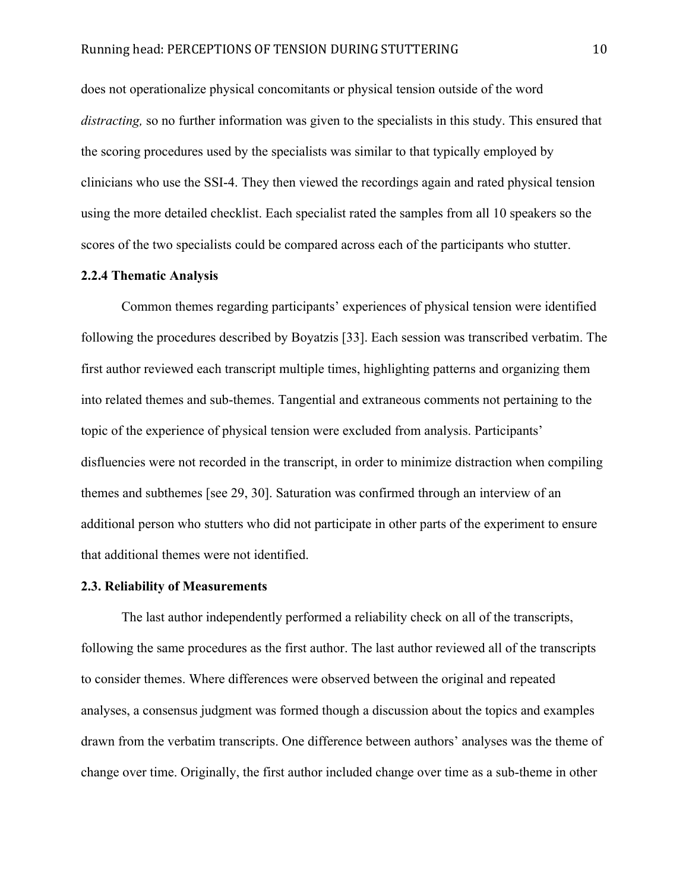does not operationalize physical concomitants or physical tension outside of the word *distracting,* so no further information was given to the specialists in this study. This ensured that the scoring procedures used by the specialists was similar to that typically employed by clinicians who use the SSI-4. They then viewed the recordings again and rated physical tension using the more detailed checklist. Each specialist rated the samples from all 10 speakers so the scores of the two specialists could be compared across each of the participants who stutter.

### 2.2.4 Thematic Analysis

Common themes regarding participants' experiences of physical tension were identified following the procedures described by Boyatzis [33]. Each session was transcribed verbatim. The first author reviewed each transcript multiple times, highlighting patterns and organizing them into related themes and sub-themes. Tangential and extraneous comments not pertaining to the topic of the experience of physical tension were excluded from analysis. Participants' disfluencies were not recorded in the transcript, in order to minimize distraction when compiling themes and subthemes [see 29, 30]. Saturation was confirmed through an interview of an additional person who stutters who did not participate in other parts of the experiment to ensure that additional themes were not identified.

## 2.3. Reliability of Measurements

The last author independently performed a reliability check on all of the transcripts, following the same procedures as the first author. The last author reviewed all of the transcripts to consider themes. Where differences were observed between the original and repeated analyses, a consensus judgment was formed though a discussion about the topics and examples drawn from the verbatim transcripts. One difference between authors' analyses was the theme of change over time. Originally, the first author included change over time as a sub-theme in other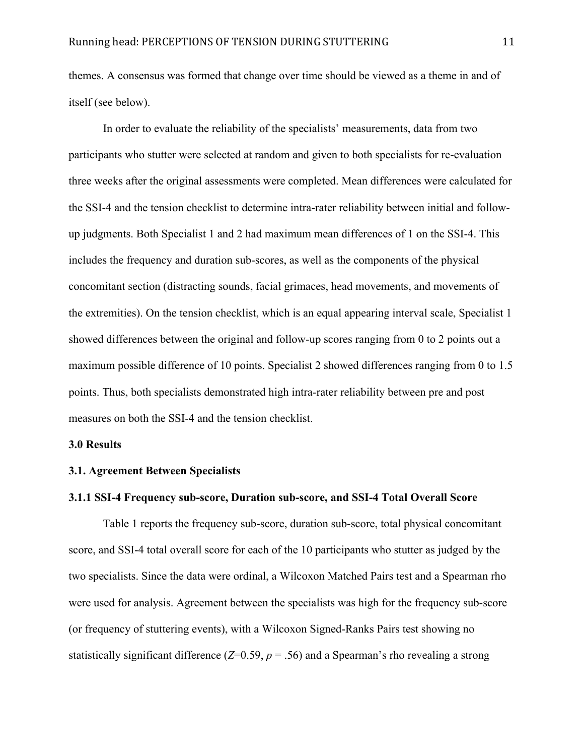themes. A consensus was formed that change over time should be viewed as a theme in and of itself (see below).

In order to evaluate the reliability of the specialists' measurements, data from two participants who stutter were selected at random and given to both specialists for re-evaluation three weeks after the original assessments were completed. Mean differences were calculated for the SSI-4 and the tension checklist to determine intra-rater reliability between initial and follow-up judgments. Both Specialist 1 and 2 had maximum mean differences of 1 on the SSI-4. This includes the frequency and duration sub-scores, as well as the components of the physical concomitant section (distracting sounds, facial grimaces, head movements, and movements of the extremities). On the tension checklist, which is an equal appearing interval scale, Specialist 1 showed differences between the original and follow-up scores ranging from 0 to 2 points out a maximum possible difference of 10 points. Specialist 2 showed differences ranging from 0 to 1.5 points. Thus, both specialists demonstrated high intra-rater reliability between pre and post measures on both the SSI-4 and the tension checklist.

## 3.0 Results

### 3.1. Agreement Between Specialists

#### 3.1.1 SSI-4 Frequency sub-score, Duration sub-score, and SSI-4 Total Overall Score

Table 1 reports the frequency sub-score, duration sub-score, total physical concomitant score, and SSI-4 total overall score for each of the 10 participants who stutter as judged by the two specialists. Since the data were ordinal, a Wilcoxon Matched Pairs test and a Spearman rho were used for analysis. Agreement between the specialists was high for the frequency sub-score (or frequency of stuttering events), with a Wilcoxon Signed-Ranks Pairs test showing no statistically significant difference ($Z$=0.59, $p$ = .56) and a Spearman's rho revealing a strong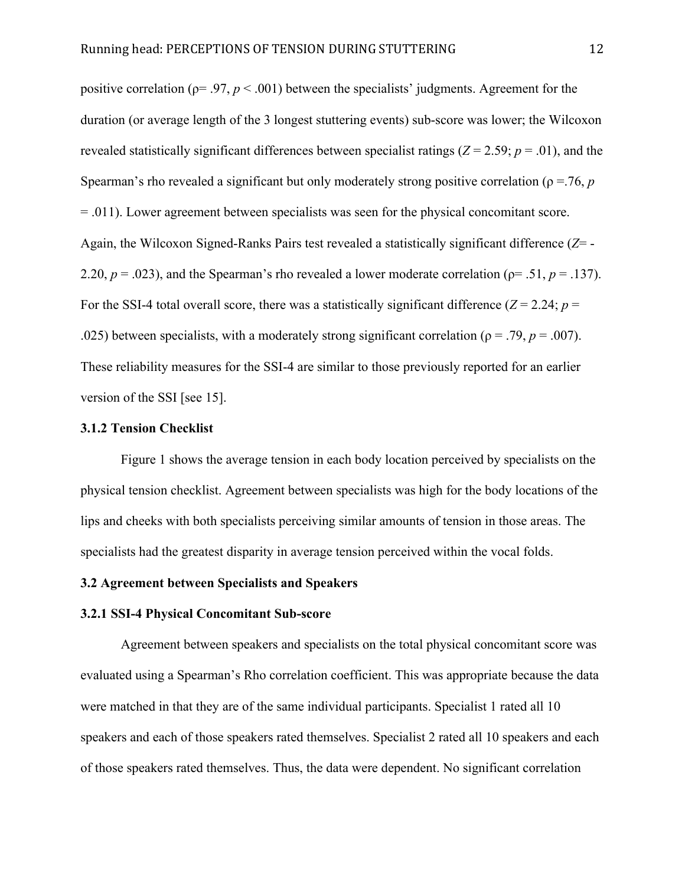positive correlation ($\rho = .97$, $p < .001$) between the specialists' judgments. Agreement for the duration (or average length of the 3 longest stuttering events) sub-score was lower; the Wilcoxon revealed statistically significant differences between specialist ratings ($Z = 2.59$; $p = .01$), and the Spearman's rho revealed a significant but only moderately strong positive correlation ($\rho = .76$, $p = .011$). Lower agreement between specialists was seen for the physical concomitant score. Again, the Wilcoxon Signed-Ranks Pairs test revealed a statistically significant difference ($Z = -2.20$, $p = .023$), and the Spearman's rho revealed a lower moderate correlation ($\rho = .51$, $p = .137$). For the SSI-4 total overall score, there was a statistically significant difference ($Z = 2.24$; $p = .025$) between specialists, with a moderately strong significant correlation ($\rho = .79$, $p = .007$). These reliability measures for the SSI-4 are similar to those previously reported for an earlier version of the SSI [see 15].

### 3.1.2 Tension Checklist

Figure 1 shows the average tension in each body location perceived by specialists on the physical tension checklist. Agreement between specialists was high for the body locations of the lips and cheeks with both specialists perceiving similar amounts of tension in those areas. The specialists had the greatest disparity in average tension perceived within the vocal folds.

## 3.2 Agreement between Specialists and Speakers

### 3.2.1 SSI-4 Physical Concomitant Sub-score

Agreement between speakers and specialists on the total physical concomitant score was evaluated using a Spearman's Rho correlation coefficient. This was appropriate because the data were matched in that they are of the same individual participants. Specialist 1 rated all 10 speakers and each of those speakers rated themselves. Specialist 2 rated all 10 speakers and each of those speakers rated themselves. Thus, the data were dependent. No significant correlation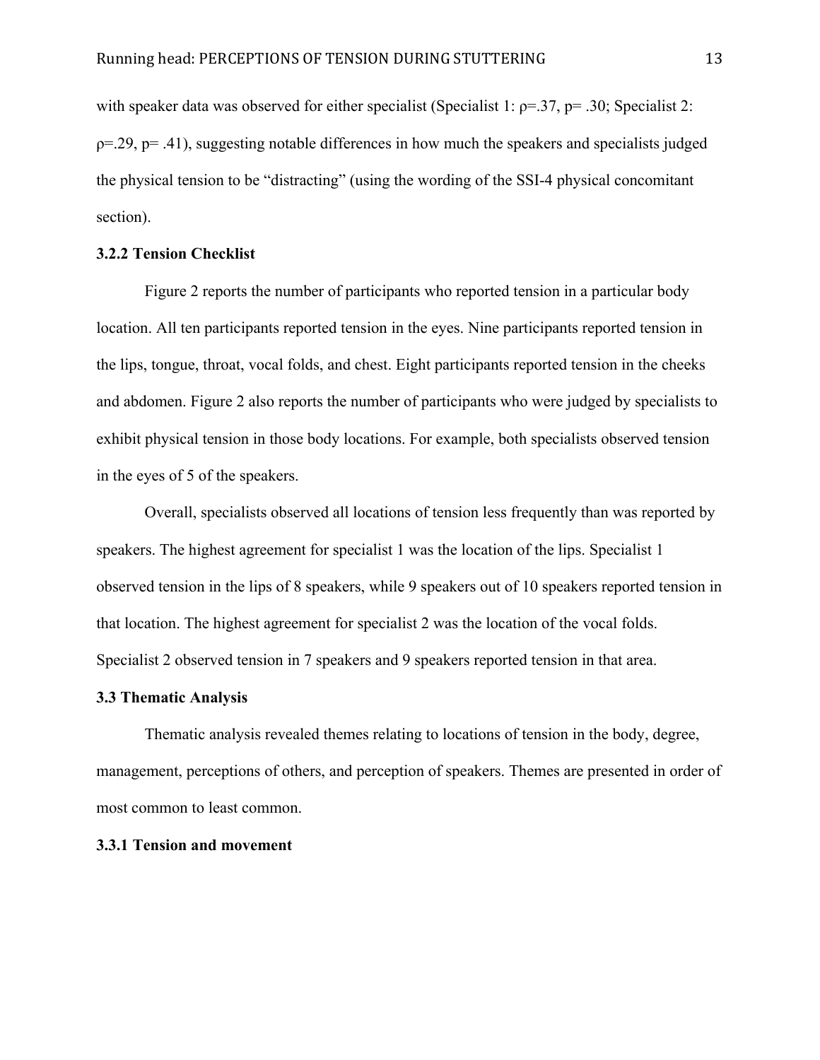with speaker data was observed for either specialist (Specialist 1: $\rho=.37$, $p= .30$; Specialist 2: $\rho=.29$, $p= .41$), suggesting notable differences in how much the speakers and specialists judged the physical tension to be "distracting" (using the wording of the SSI-4 physical concomitant section).

### 3.2.2 Tension Checklist

Figure 2 reports the number of participants who reported tension in a particular body location. All ten participants reported tension in the eyes. Nine participants reported tension in the lips, tongue, throat, vocal folds, and chest. Eight participants reported tension in the cheeks and abdomen. Figure 2 also reports the number of participants who were judged by specialists to exhibit physical tension in those body locations. For example, both specialists observed tension in the eyes of 5 of the speakers.

Overall, specialists observed all locations of tension less frequently than was reported by speakers. The highest agreement for specialist 1 was the location of the lips. Specialist 1 observed tension in the lips of 8 speakers, while 9 speakers out of 10 speakers reported tension in that location. The highest agreement for specialist 2 was the location of the vocal folds. Specialist 2 observed tension in 7 speakers and 9 speakers reported tension in that area.

## 3.3 Thematic Analysis

Thematic analysis revealed themes relating to locations of tension in the body, degree, management, perceptions of others, and perception of speakers. Themes are presented in order of most common to least common.

### 3.3.1 Tension and movement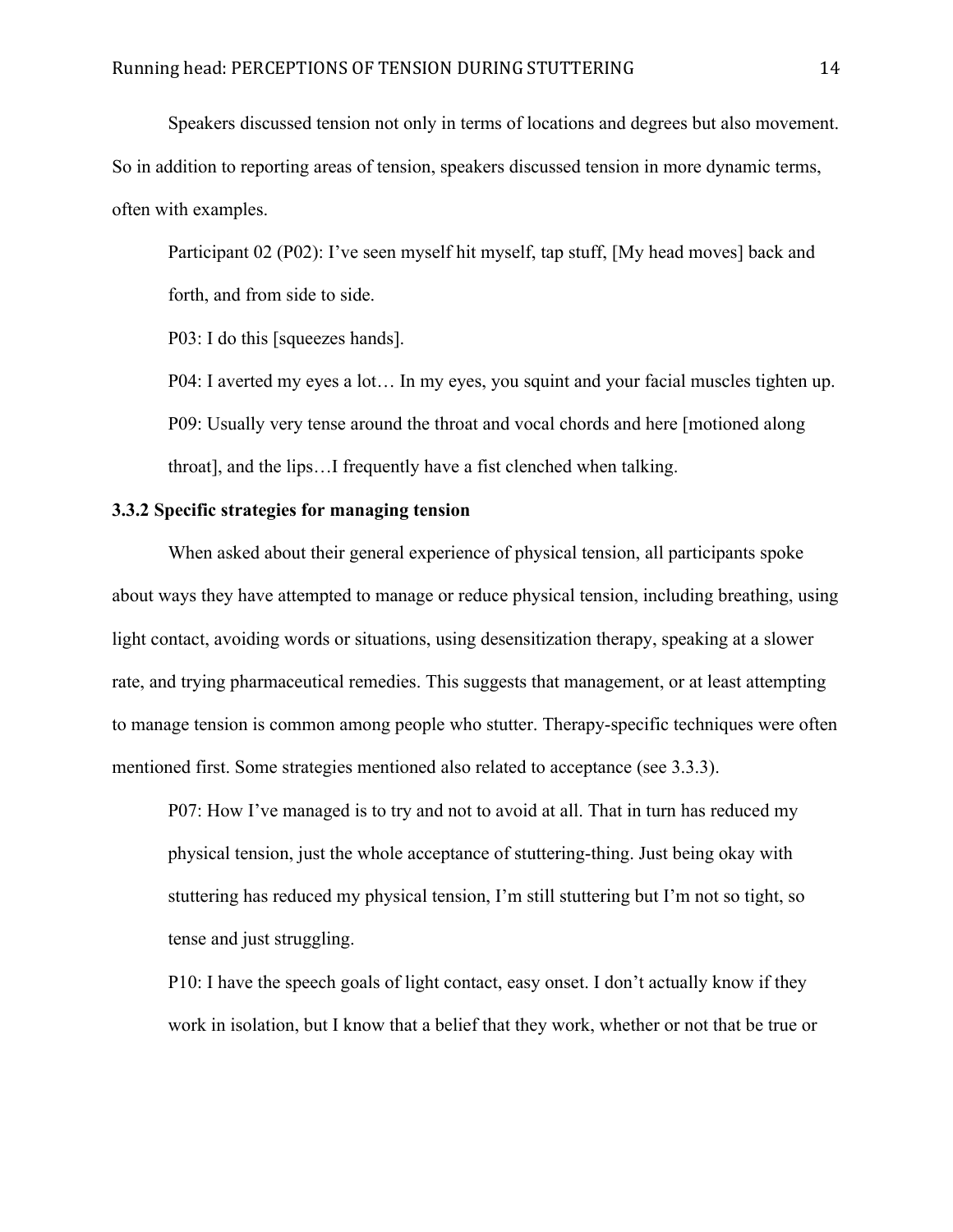Speakers discussed tension not only in terms of locations and degrees but also movement. So in addition to reporting areas of tension, speakers discussed tension in more dynamic terms, often with examples.

> Participant 02 (P02): I've seen myself hit myself, tap stuff, [My head moves] back and forth, and from side to side.
>
> P03: I do this [squeezes hands].
>
> P04: I averted my eyes a lot… In my eyes, you squint and your facial muscles tighten up.
>
> P09: Usually very tense around the throat and vocal chords and here [motioned along throat], and the lips…I frequently have a fist clenched when talking.

### 3.3.2 Specific strategies for managing tension

When asked about their general experience of physical tension, all participants spoke about ways they have attempted to manage or reduce physical tension, including breathing, using light contact, avoiding words or situations, using desensitization therapy, speaking at a slower rate, and trying pharmaceutical remedies. This suggests that management, or at least attempting to manage tension is common among people who stutter. Therapy-specific techniques were often mentioned first. Some strategies mentioned also related to acceptance (see 3.3.3).

> P07: How I've managed is to try and not to avoid at all. That in turn has reduced my physical tension, just the whole acceptance of stuttering-thing. Just being okay with stuttering has reduced my physical tension, I'm still stuttering but I'm not so tight, so tense and just struggling.
>
> P10: I have the speech goals of light contact, easy onset. I don't actually know if they work in isolation, but I know that a belief that they work, whether or not that be true or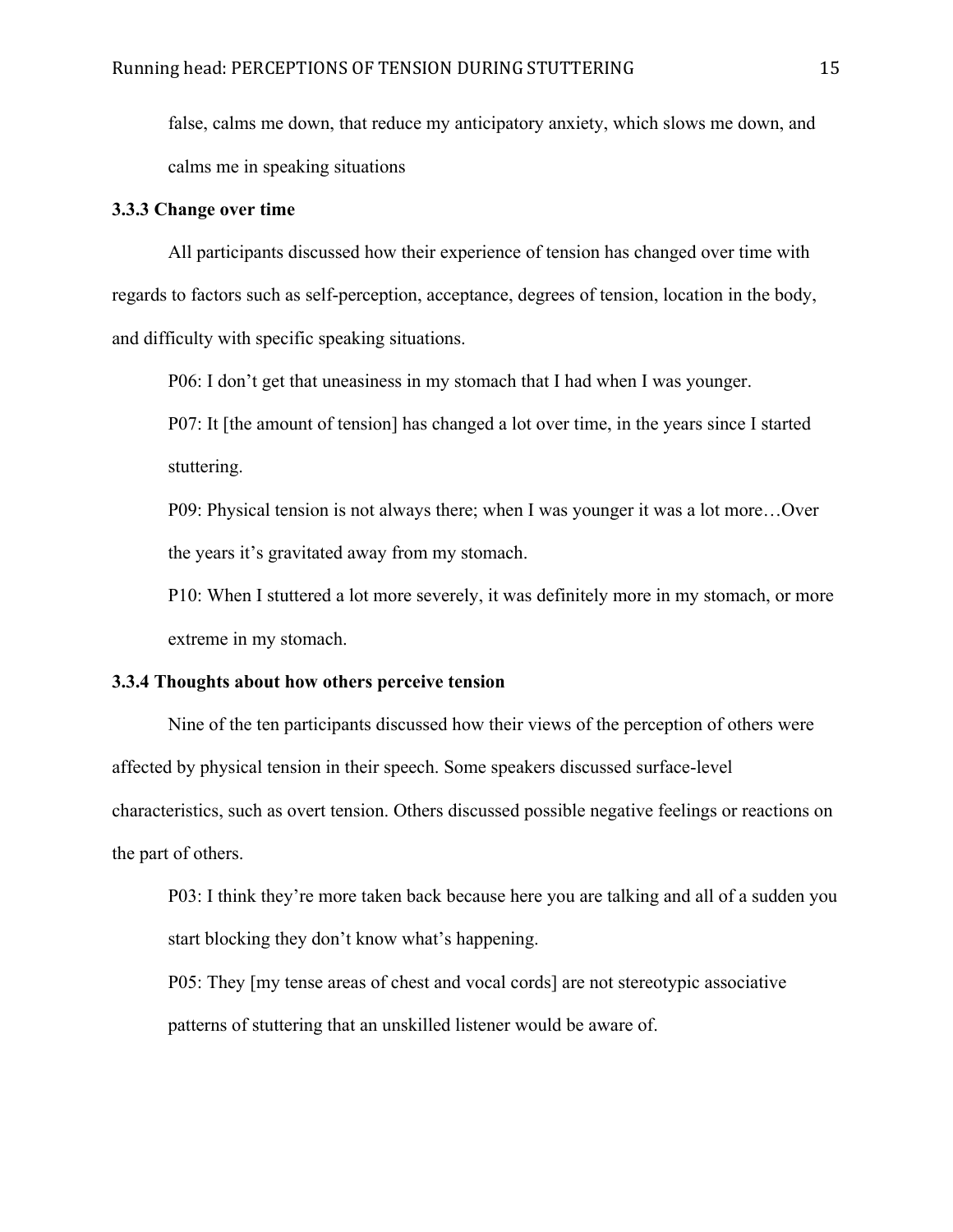false, calms me down, that reduce my anticipatory anxiety, which slows me down, and calms me in speaking situations

### 3.3.3 Change over time

All participants discussed how their experience of tension has changed over time with regards to factors such as self-perception, acceptance, degrees of tension, location in the body, and difficulty with specific speaking situations.

P06: I don't get that uneasiness in my stomach that I had when I was younger.

P07: It [the amount of tension] has changed a lot over time, in the years since I started stuttering.

P09: Physical tension is not always there; when I was younger it was a lot more…Over the years it's gravitated away from my stomach.

P10: When I stuttered a lot more severely, it was definitely more in my stomach, or more extreme in my stomach.

### 3.3.4 Thoughts about how others perceive tension

Nine of the ten participants discussed how their views of the perception of others were affected by physical tension in their speech. Some speakers discussed surface-level characteristics, such as overt tension. Others discussed possible negative feelings or reactions on the part of others.

P03: I think they're more taken back because here you are talking and all of a sudden you start blocking they don't know what's happening.

P05: They [my tense areas of chest and vocal cords] are not stereotypic associative patterns of stuttering that an unskilled listener would be aware of.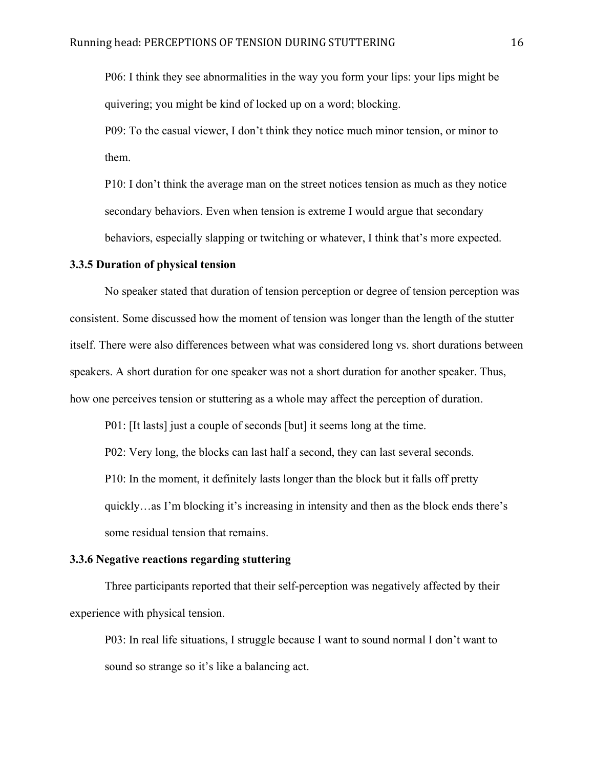P06: I think they see abnormalities in the way you form your lips: your lips might be quivering; you might be kind of locked up on a word; blocking.

P09: To the casual viewer, I don't think they notice much minor tension, or minor to them.

P10: I don't think the average man on the street notices tension as much as they notice secondary behaviors. Even when tension is extreme I would argue that secondary behaviors, especially slapping or twitching or whatever, I think that's more expected.

### 3.3.5 Duration of physical tension

No speaker stated that duration of tension perception or degree of tension perception was consistent. Some discussed how the moment of tension was longer than the length of the stutter itself. There were also differences between what was considered long vs. short durations between speakers. A short duration for one speaker was not a short duration for another speaker. Thus, how one perceives tension or stuttering as a whole may affect the perception of duration.

P01: [It lasts] just a couple of seconds [but] it seems long at the time.

P02: Very long, the blocks can last half a second, they can last several seconds.

P10: In the moment, it definitely lasts longer than the block but it falls off pretty quickly…as I'm blocking it's increasing in intensity and then as the block ends there's some residual tension that remains.

### 3.3.6 Negative reactions regarding stuttering

Three participants reported that their self-perception was negatively affected by their experience with physical tension.

P03: In real life situations, I struggle because I want to sound normal I don't want to sound so strange so it's like a balancing act.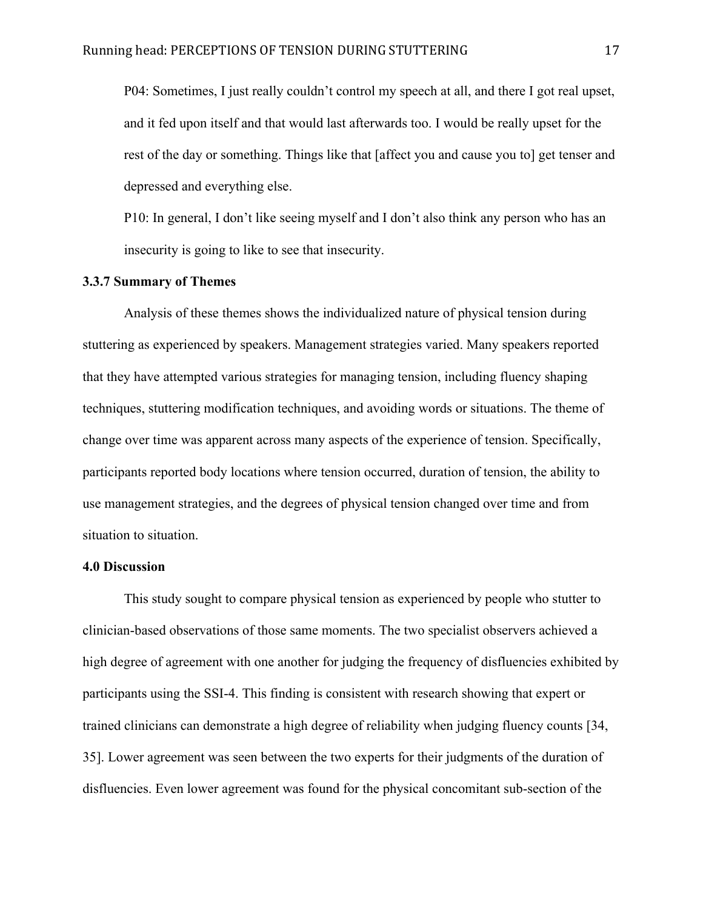P04: Sometimes, I just really couldn't control my speech at all, and there I got real upset, and it fed upon itself and that would last afterwards too. I would be really upset for the rest of the day or something. Things like that [affect you and cause you to] get tenser and depressed and everything else.

P10: In general, I don't like seeing myself and I don't also think any person who has an insecurity is going to like to see that insecurity.

### 3.3.7 Summary of Themes

Analysis of these themes shows the individualized nature of physical tension during stuttering as experienced by speakers. Management strategies varied. Many speakers reported that they have attempted various strategies for managing tension, including fluency shaping techniques, stuttering modification techniques, and avoiding words or situations. The theme of change over time was apparent across many aspects of the experience of tension. Specifically, participants reported body locations where tension occurred, duration of tension, the ability to use management strategies, and the degrees of physical tension changed over time and from situation to situation.

## 4.0 Discussion

This study sought to compare physical tension as experienced by people who stutter to clinician-based observations of those same moments. The two specialist observers achieved a high degree of agreement with one another for judging the frequency of disfluencies exhibited by participants using the SSI-4. This finding is consistent with research showing that expert or trained clinicians can demonstrate a high degree of reliability when judging fluency counts [34, 35]. Lower agreement was seen between the two experts for their judgments of the duration of disfluencies. Even lower agreement was found for the physical concomitant sub-section of the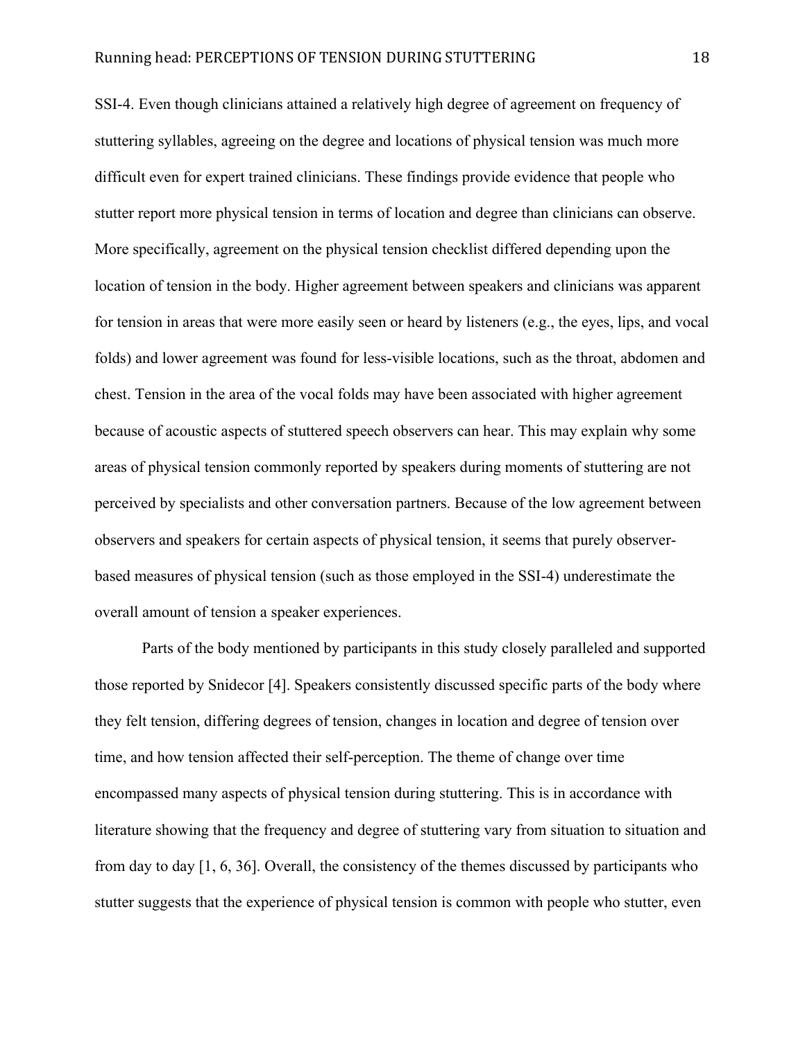SSI-4. Even though clinicians attained a relatively high degree of agreement on frequency of stuttering syllables, agreeing on the degree and locations of physical tension was much more difficult even for expert trained clinicians. These findings provide evidence that people who stutter report more physical tension in terms of location and degree than clinicians can observe. More specifically, agreement on the physical tension checklist differed depending upon the location of tension in the body. Higher agreement between speakers and clinicians was apparent for tension in areas that were more easily seen or heard by listeners (e.g., the eyes, lips, and vocal folds) and lower agreement was found for less-visible locations, such as the throat, abdomen and chest. Tension in the area of the vocal folds may have been associated with higher agreement because of acoustic aspects of stuttered speech observers can hear. This may explain why some areas of physical tension commonly reported by speakers during moments of stuttering are not perceived by specialists and other conversation partners. Because of the low agreement between observers and speakers for certain aspects of physical tension, it seems that purely observer-based measures of physical tension (such as those employed in the SSI-4) underestimate the overall amount of tension a speaker experiences.

Parts of the body mentioned by participants in this study closely paralleled and supported those reported by Snidecor [4]. Speakers consistently discussed specific parts of the body where they felt tension, differing degrees of tension, changes in location and degree of tension over time, and how tension affected their self-perception. The theme of change over time encompassed many aspects of physical tension during stuttering. This is in accordance with literature showing that the frequency and degree of stuttering vary from situation to situation and from day to day [1, 6, 36]. Overall, the consistency of the themes discussed by participants who stutter suggests that the experience of physical tension is common with people who stutter, even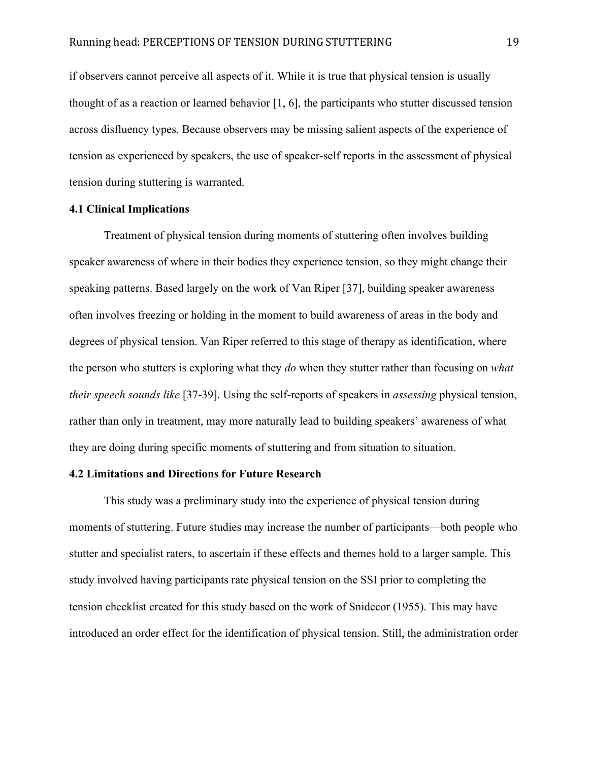if observers cannot perceive all aspects of it. While it is true that physical tension is usually thought of as a reaction or learned behavior [1, 6], the participants who stutter discussed tension across disfluency types. Because observers may be missing salient aspects of the experience of tension as experienced by speakers, the use of speaker-self reports in the assessment of physical tension during stuttering is warranted.

### 4.1 Clinical Implications

Treatment of physical tension during moments of stuttering often involves building speaker awareness of where in their bodies they experience tension, so they might change their speaking patterns. Based largely on the work of Van Riper [37], building speaker awareness often involves freezing or holding in the moment to build awareness of areas in the body and degrees of physical tension. Van Riper referred to this stage of therapy as identification, where the person who stutters is exploring what they *do* when they stutter rather than focusing on *what their speech sounds like* [37-39]. Using the self-reports of speakers in *assessing* physical tension, rather than only in treatment, may more naturally lead to building speakers' awareness of what they are doing during specific moments of stuttering and from situation to situation.

### 4.2 Limitations and Directions for Future Research

This study was a preliminary study into the experience of physical tension during moments of stuttering. Future studies may increase the number of participants—both people who stutter and specialist raters, to ascertain if these effects and themes hold to a larger sample. This study involved having participants rate physical tension on the SSI prior to completing the tension checklist created for this study based on the work of Snidecor (1955). This may have introduced an order effect for the identification of physical tension. Still, the administration order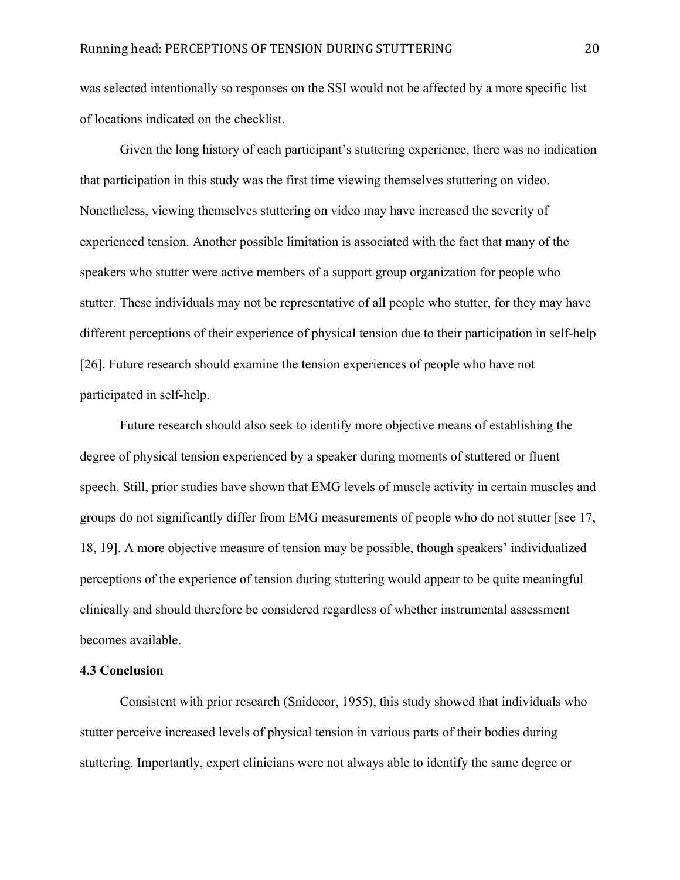was selected intentionally so responses on the SSI would not be affected by a more specific list of locations indicated on the checklist.

Given the long history of each participant's stuttering experience, there was no indication that participation in this study was the first time viewing themselves stuttering on video. Nonetheless, viewing themselves stuttering on video may have increased the severity of experienced tension. Another possible limitation is associated with the fact that many of the speakers who stutter were active members of a support group organization for people who stutter. These individuals may not be representative of all people who stutter, for they may have different perceptions of their experience of physical tension due to their participation in self-help [26]. Future research should examine the tension experiences of people who have not participated in self-help.

Future research should also seek to identify more objective means of establishing the degree of physical tension experienced by a speaker during moments of stuttered or fluent speech. Still, prior studies have shown that EMG levels of muscle activity in certain muscles and groups do not significantly differ from EMG measurements of people who do not stutter [see 17, 18, 19]. A more objective measure of tension may be possible, though speakers' individualized perceptions of the experience of tension during stuttering would appear to be quite meaningful clinically and should therefore be considered regardless of whether instrumental assessment becomes available.

### 4.3 Conclusion

Consistent with prior research (Snidecor, 1955), this study showed that individuals who stutter perceive increased levels of physical tension in various parts of their bodies during stuttering. Importantly, expert clinicians were not always able to identify the same degree or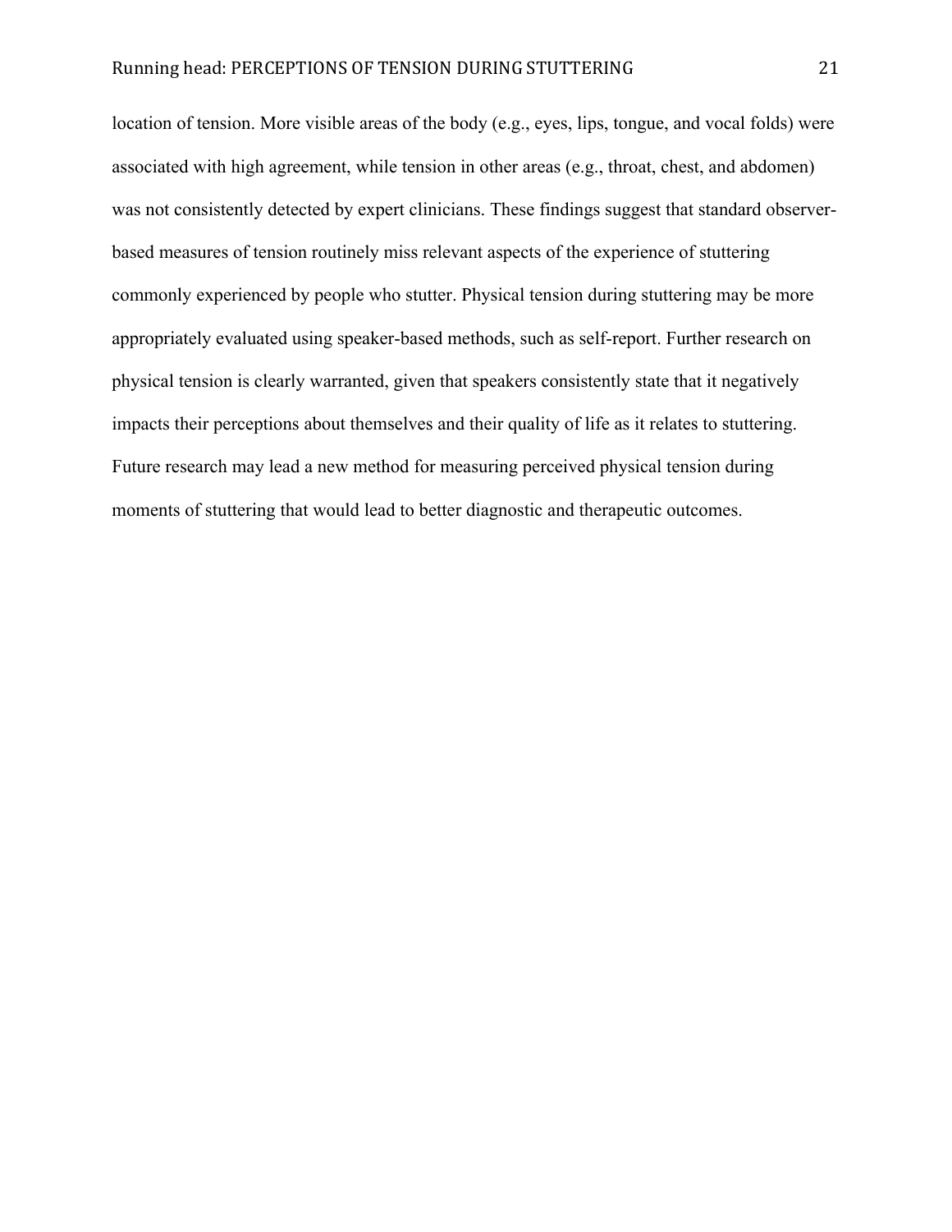location of tension. More visible areas of the body (e.g., eyes, lips, tongue, and vocal folds) were associated with high agreement, while tension in other areas (e.g., throat, chest, and abdomen) was not consistently detected by expert clinicians. These findings suggest that standard observer-based measures of tension routinely miss relevant aspects of the experience of stuttering commonly experienced by people who stutter. Physical tension during stuttering may be more appropriately evaluated using speaker-based methods, such as self-report. Further research on physical tension is clearly warranted, given that speakers consistently state that it negatively impacts their perceptions about themselves and their quality of life as it relates to stuttering. Future research may lead a new method for measuring perceived physical tension during moments of stuttering that would lead to better diagnostic and therapeutic outcomes.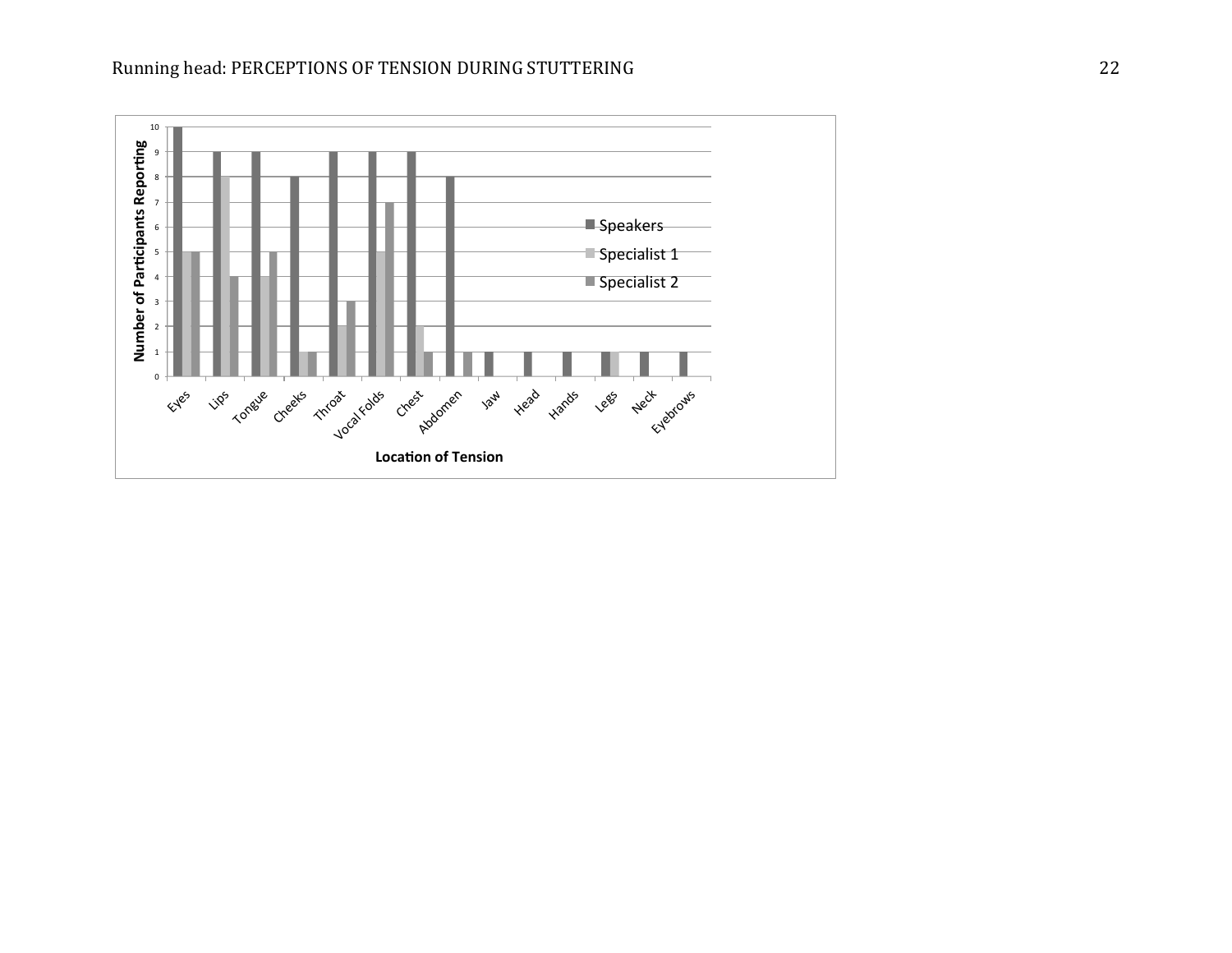| Location of Tension | Speakers | Specialist 1 | Specialist 2 |
|---|---|---|---|
| Eyes | 10 | 5 | 5 |
| Lips | 9 | 8 | 4 |
| Tongue | 9 | 4 | 5 |
| Cheeks | 8 | 1 | 1 |
| Throat | 9 | 2 | 3 |
| Vocal Folds | 9 | 5 | 7 |
| Chest | 9 | 2 | 1 |
| Abdomen | 8 | 0 | 1 |
| Jaw | 1 | 0 | 0 |
| Head | 1 | 0 | 0 |
| Hands | 1 | 0 | 0 |
| Legs | 1 | 1 | 0 |
| Neck | 1 | 0 | 0 |
| Eyebrows | 1 | 0 | 0 |

Number of Participants Reporting

Location of Tension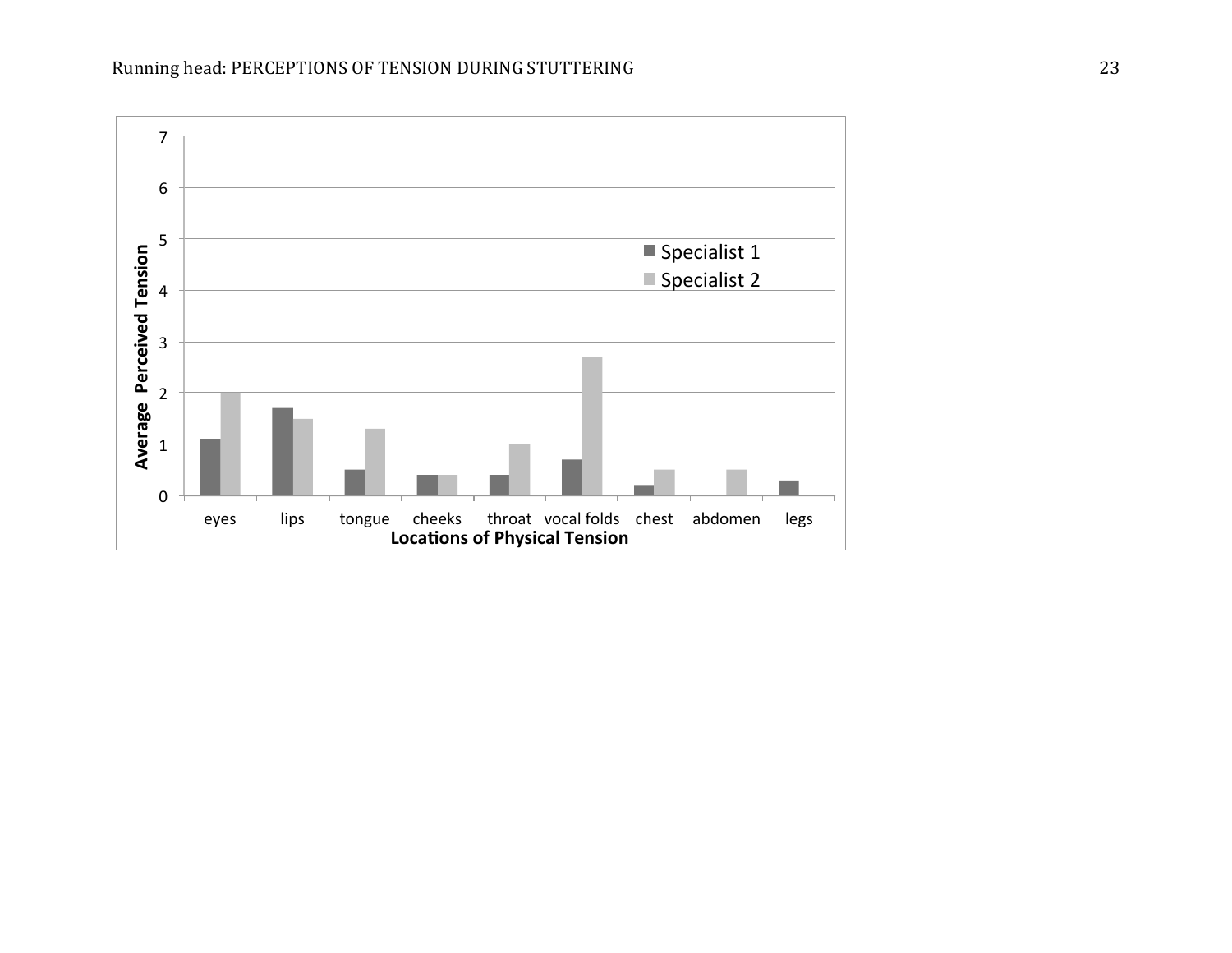7

6

5

4

3

2

1

0

Average Perceived Tension

Specialist 1

Specialist 2

eyes lips tongue cheeks throat vocal folds chest abdomen legs

**Locations of Physical Tension**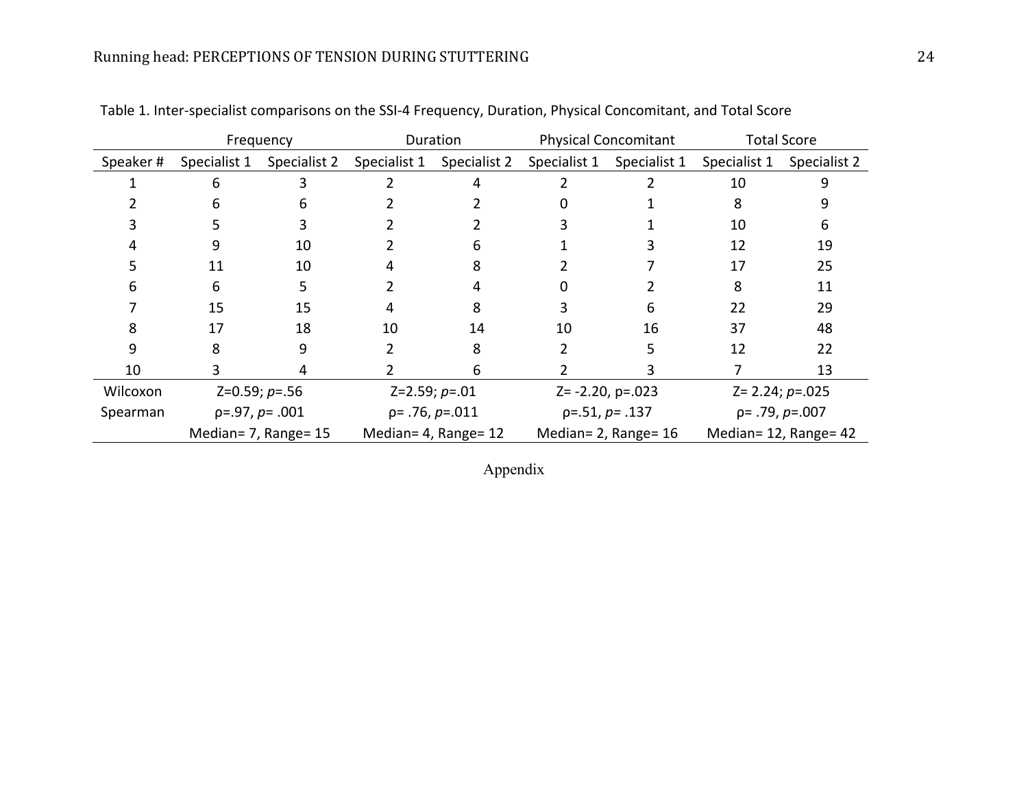Table 1. Inter-specialist comparisons on the SSI-4 Frequency, Duration, Physical Concomitant, and Total Score

| | Frequency | | Duration | | Physical Concomitant | | Total Score | |
|---|---|---|---|---|---|---|---|---|
| Speaker # | Specialist 1 | Specialist 2 | Specialist 1 | Specialist 2 | Specialist 1 | Specialist 1 | Specialist 1 | Specialist 2 |
| 1 | 6 | 3 | 2 | 4 | 2 | 2 | 10 | 9 |
| 2 | 6 | 6 | 2 | 2 | 0 | 1 | 8 | 9 |
| 3 | 5 | 3 | 2 | 2 | 3 | 1 | 10 | 6 |
| 4 | 9 | 10 | 2 | 6 | 1 | 3 | 12 | 19 |
| 5 | 11 | 10 | 4 | 8 | 2 | 7 | 17 | 25 |
| 6 | 6 | 5 | 2 | 4 | 0 | 2 | 8 | 11 |
| 7 | 15 | 15 | 4 | 8 | 3 | 6 | 22 | 29 |
| 8 | 17 | 18 | 10 | 14 | 10 | 16 | 37 | 48 |
| 9 | 8 | 9 | 2 | 8 | 2 | 5 | 12 | 22 |
| 10 | 3 | 4 | 2 | 6 | 2 | 3 | 7 | 13 |
| Wilcoxon | Z=0.59; *p*=.56 | | Z=2.59; *p*=.01 | | Z= -2.20, p=.023 | | Z= 2.24; *p*=.025 | |
| Spearman | ρ=.97, *p*= .001 | | ρ= .76, *p*=.011 | | ρ=.51, *p*= .137 | | ρ= .79, *p*=.007 | |
| | Median= 7, Range= 15 | | Median= 4, Range= 12 | | Median= 2, Range= 16 | | Median= 12, Range= 42 | |

Appendix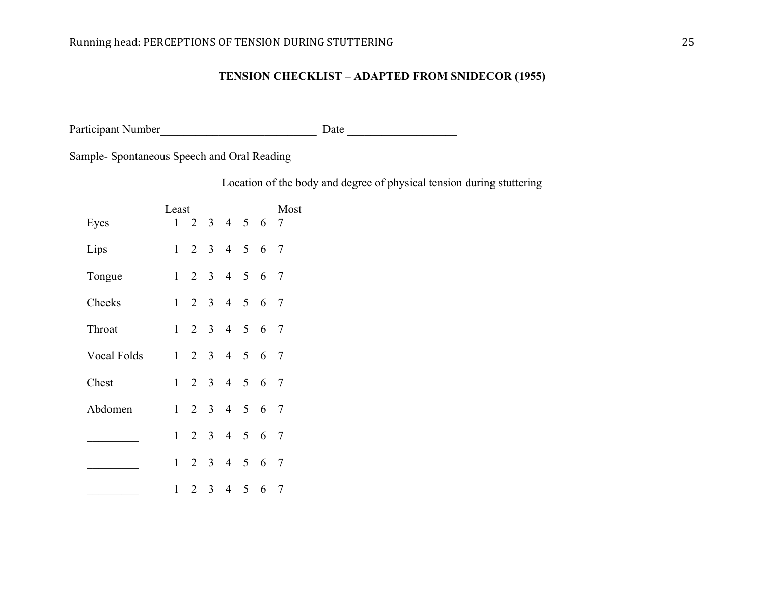## TENSION CHECKLIST – ADAPTED FROM SNIDECOR (1955)

Participant Number___________________________ Date ___________________

Sample- Spontaneous Speech and Oral Reading

Location of the body and degree of physical tension during stuttering

| | Least | | | | | | Most |
|---|---|---|---|---|---|---|---|
| Eyes | 1 | 2 | 3 | 4 | 5 | 6 | 7 |
| Lips | 1 | 2 | 3 | 4 | 5 | 6 | 7 |
| Tongue | 1 | 2 | 3 | 4 | 5 | 6 | 7 |
| Cheeks | 1 | 2 | 3 | 4 | 5 | 6 | 7 |
| Throat | 1 | 2 | 3 | 4 | 5 | 6 | 7 |
| Vocal Folds | 1 | 2 | 3 | 4 | 5 | 6 | 7 |
| Chest | 1 | 2 | 3 | 4 | 5 | 6 | 7 |
| Abdomen | 1 | 2 | 3 | 4 | 5 | 6 | 7 |
| _________ | 1 | 2 | 3 | 4 | 5 | 6 | 7 |
| _________ | 1 | 2 | 3 | 4 | 5 | 6 | 7 |
| _________ | 1 | 2 | 3 | 4 | 5 | 6 | 7 |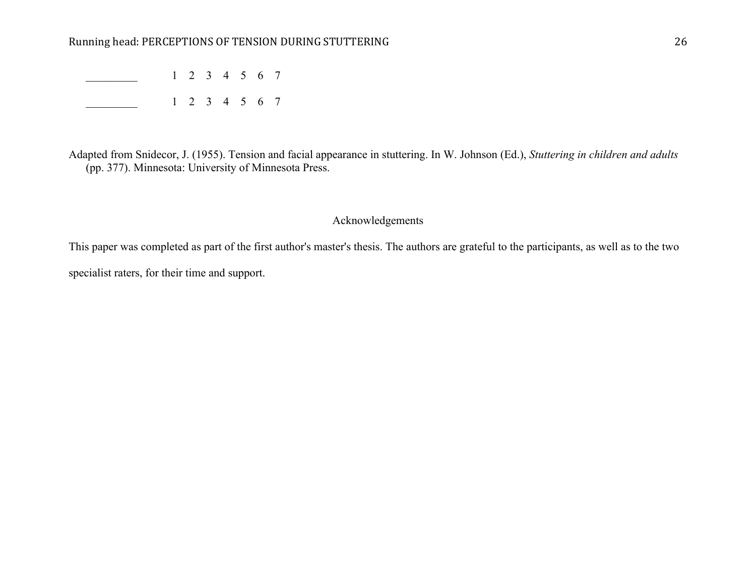_________ 1 2 3 4 5 6 7

_________ 1 2 3 4 5 6 7

Adapted from Snidecor, J. (1955). Tension and facial appearance in stuttering. In W. Johnson (Ed.), *Stuttering in children and adults* (pp. 377). Minnesota: University of Minnesota Press.

## Acknowledgements

This paper was completed as part of the first author's master's thesis. The authors are grateful to the participants, as well as to the two specialist raters, for their time and support.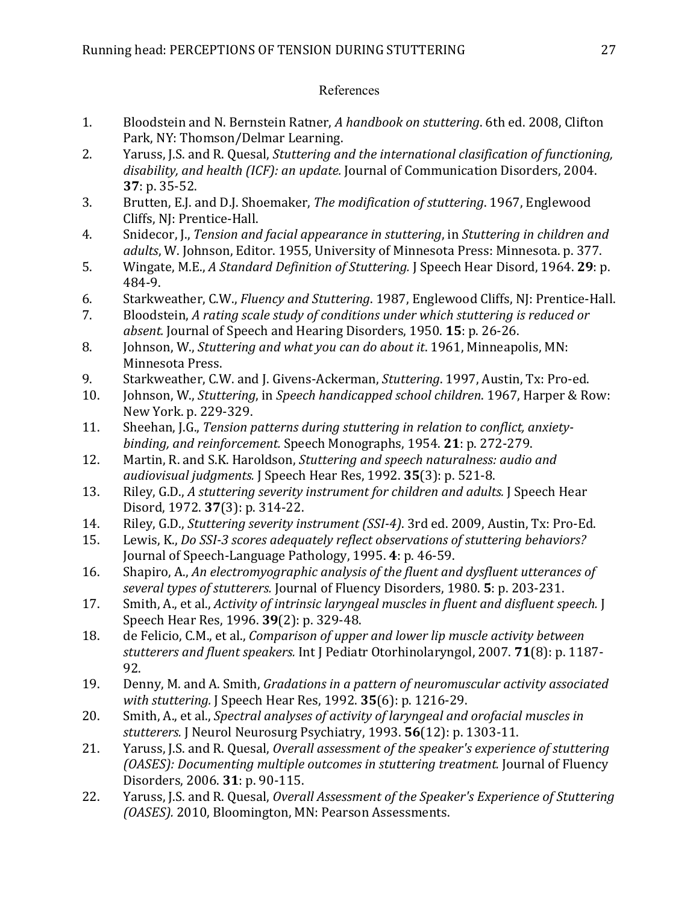# References

1. Bloodstein and N. Bernstein Ratner, *A handbook on stuttering*. 6th ed. 2008, Clifton Park, NY: Thomson/Delmar Learning.
2. Yaruss, J.S. and R. Quesal, *Stuttering and the international clasification of functioning, disability, and health (ICF): an update.* Journal of Communication Disorders, 2004. **37**: p. 35-52.
3. Brutten, E.J. and D.J. Shoemaker, *The modification of stuttering*. 1967, Englewood Cliffs, NJ: Prentice-Hall.
4. Snidecor, J., *Tension and facial appearance in stuttering*, in *Stuttering in children and adults*, W. Johnson, Editor. 1955, University of Minnesota Press: Minnesota. p. 377.
5. Wingate, M.E., *A Standard Definition of Stuttering.* J Speech Hear Disord, 1964. **29**: p. 484-9.
6. Starkweather, C.W., *Fluency and Stuttering*. 1987, Englewood Cliffs, NJ: Prentice-Hall.
7. Bloodstein, *A rating scale study of conditions under which stuttering is reduced or absent.* Journal of Speech and Hearing Disorders, 1950. **15**: p. 26-26.
8. Johnson, W., *Stuttering and what you can do about it*. 1961, Minneapolis, MN: Minnesota Press.
9. Starkweather, C.W. and J. Givens-Ackerman, *Stuttering*. 1997, Austin, Tx: Pro-ed.
10. Johnson, W., *Stuttering*, in *Speech handicapped school children*. 1967, Harper & Row: New York. p. 229-329.
11. Sheehan, J.G., *Tension patterns during stuttering in relation to conflict, anxiety-binding, and reinforcement.* Speech Monographs, 1954. **21**: p. 272-279.
12. Martin, R. and S.K. Haroldson, *Stuttering and speech naturalness: audio and audiovisual judgments.* J Speech Hear Res, 1992. **35**(3): p. 521-8.
13. Riley, G.D., *A stuttering severity instrument for children and adults.* J Speech Hear Disord, 1972. **37**(3): p. 314-22.
14. Riley, G.D., *Stuttering severity instrument (SSI-4)*. 3rd ed. 2009, Austin, Tx: Pro-Ed.
15. Lewis, K., *Do SSI-3 scores adequately reflect observations of stuttering behaviors?* Journal of Speech-Language Pathology, 1995. **4**: p. 46-59.
16. Shapiro, A., *An electromyographic analysis of the fluent and dysfluent utterances of several types of stutterers.* Journal of Fluency Disorders, 1980. **5**: p. 203-231.
17. Smith, A., et al., *Activity of intrinsic laryngeal muscles in fluent and disfluent speech.* J Speech Hear Res, 1996. **39**(2): p. 329-48.
18. de Felicio, C.M., et al., *Comparison of upper and lower lip muscle activity between stutterers and fluent speakers.* Int J Pediatr Otorhinolaryngol, 2007. **71**(8): p. 1187-92.
19. Denny, M. and A. Smith, *Gradations in a pattern of neuromuscular activity associated with stuttering.* J Speech Hear Res, 1992. **35**(6): p. 1216-29.
20. Smith, A., et al., *Spectral analyses of activity of laryngeal and orofacial muscles in stutterers.* J Neurol Neurosurg Psychiatry, 1993. **56**(12): p. 1303-11.
21. Yaruss, J.S. and R. Quesal, *Overall assessment of the speaker's experience of stuttering (OASES): Documenting multiple outcomes in stuttering treatment.* Journal of Fluency Disorders, 2006. **31**: p. 90-115.
22. Yaruss, J.S. and R. Quesal, *Overall Assessment of the Speaker's Experience of Stuttering (OASES).* 2010, Bloomington, MN: Pearson Assessments.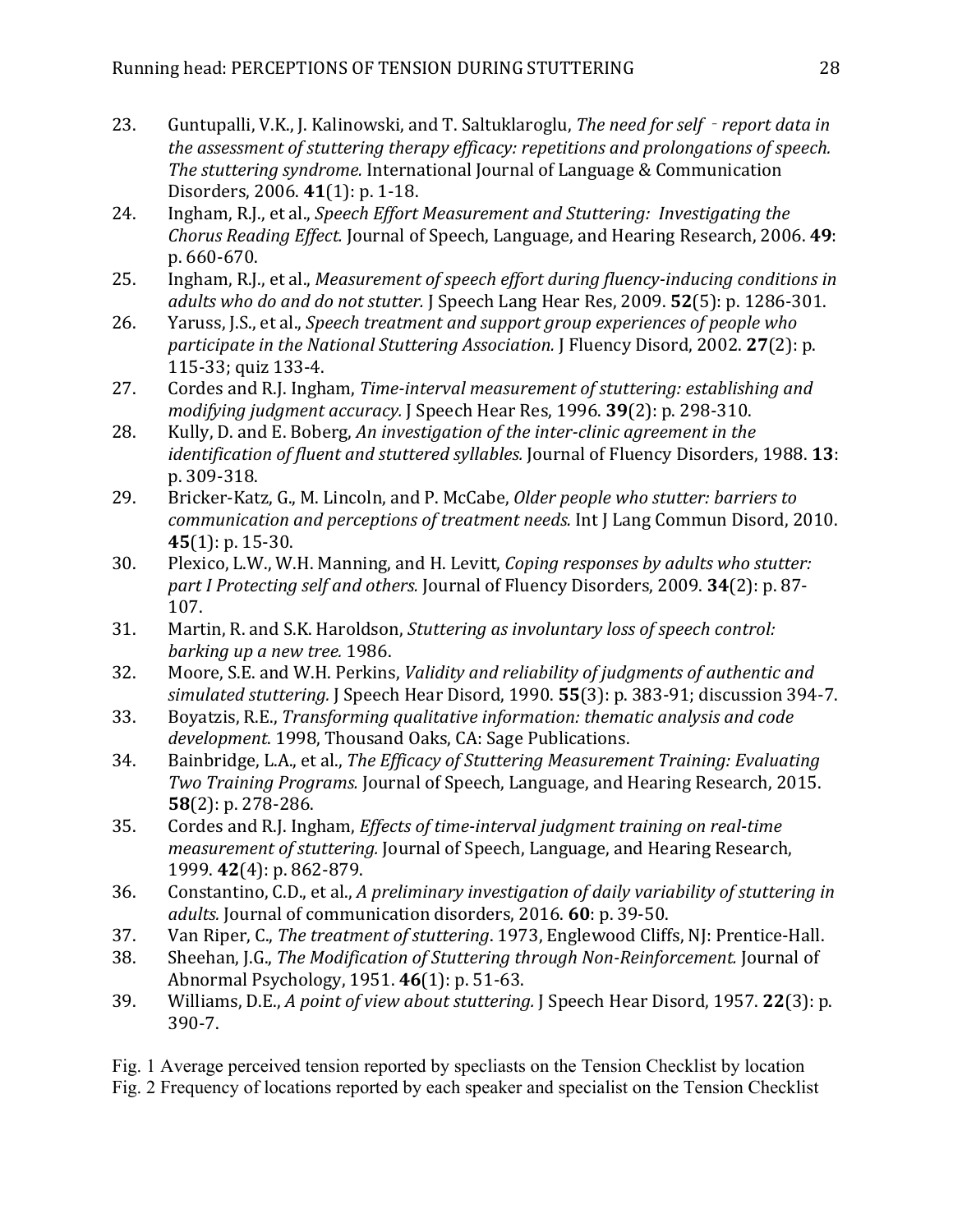23. Guntupalli, V.K., J. Kalinowski, and T. Saltuklaroglu, *The need for self‐report data in the assessment of stuttering therapy efficacy: repetitions and prolongations of speech. The stuttering syndrome.* International Journal of Language & Communication Disorders, 2006. **41**(1): p. 1-18.
24. Ingham, R.J., et al., *Speech Effort Measurement and Stuttering: Investigating the Chorus Reading Effect.* Journal of Speech, Language, and Hearing Research, 2006. **49**: p. 660-670.
25. Ingham, R.J., et al., *Measurement of speech effort during fluency-inducing conditions in adults who do and do not stutter.* J Speech Lang Hear Res, 2009. **52**(5): p. 1286-301.
26. Yaruss, J.S., et al., *Speech treatment and support group experiences of people who participate in the National Stuttering Association.* J Fluency Disord, 2002. **27**(2): p. 115-33; quiz 133-4.
27. Cordes and R.J. Ingham, *Time-interval measurement of stuttering: establishing and modifying judgment accuracy.* J Speech Hear Res, 1996. **39**(2): p. 298-310.
28. Kully, D. and E. Boberg, *An investigation of the inter-clinic agreement in the identification of fluent and stuttered syllables.* Journal of Fluency Disorders, 1988. **13**: p. 309-318.
29. Bricker-Katz, G., M. Lincoln, and P. McCabe, *Older people who stutter: barriers to communication and perceptions of treatment needs.* Int J Lang Commun Disord, 2010. **45**(1): p. 15-30.
30. Plexico, L.W., W.H. Manning, and H. Levitt, *Coping responses by adults who stutter: part I Protecting self and others.* Journal of Fluency Disorders, 2009. **34**(2): p. 87-107.
31. Martin, R. and S.K. Haroldson, *Stuttering as involuntary loss of speech control: barking up a new tree.* 1986.
32. Moore, S.E. and W.H. Perkins, *Validity and reliability of judgments of authentic and simulated stuttering.* J Speech Hear Disord, 1990. **55**(3): p. 383-91; discussion 394-7.
33. Boyatzis, R.E., *Transforming qualitative information: thematic analysis and code development.* 1998, Thousand Oaks, CA: Sage Publications.
34. Bainbridge, L.A., et al., *The Efficacy of Stuttering Measurement Training: Evaluating Two Training Programs.* Journal of Speech, Language, and Hearing Research, 2015. **58**(2): p. 278-286.
35. Cordes and R.J. Ingham, *Effects of time-interval judgment training on real-time measurement of stuttering.* Journal of Speech, Language, and Hearing Research, 1999. **42**(4): p. 862-879.
36. Constantino, C.D., et al., *A preliminary investigation of daily variability of stuttering in adults.* Journal of communication disorders, 2016. **60**: p. 39-50.
37. Van Riper, C., *The treatment of stuttering*. 1973, Englewood Cliffs, NJ: Prentice-Hall.
38. Sheehan, J.G., *The Modification of Stuttering through Non-Reinforcement.* Journal of Abnormal Psychology, 1951. **46**(1): p. 51-63.
39. Williams, D.E., *A point of view about stuttering.* J Speech Hear Disord, 1957. **22**(3): p. 390-7.

Fig. 1 Average perceived tension reported by specliasts on the Tension Checklist by location

Fig. 2 Frequency of locations reported by each speaker and specialist on the Tension Checklist